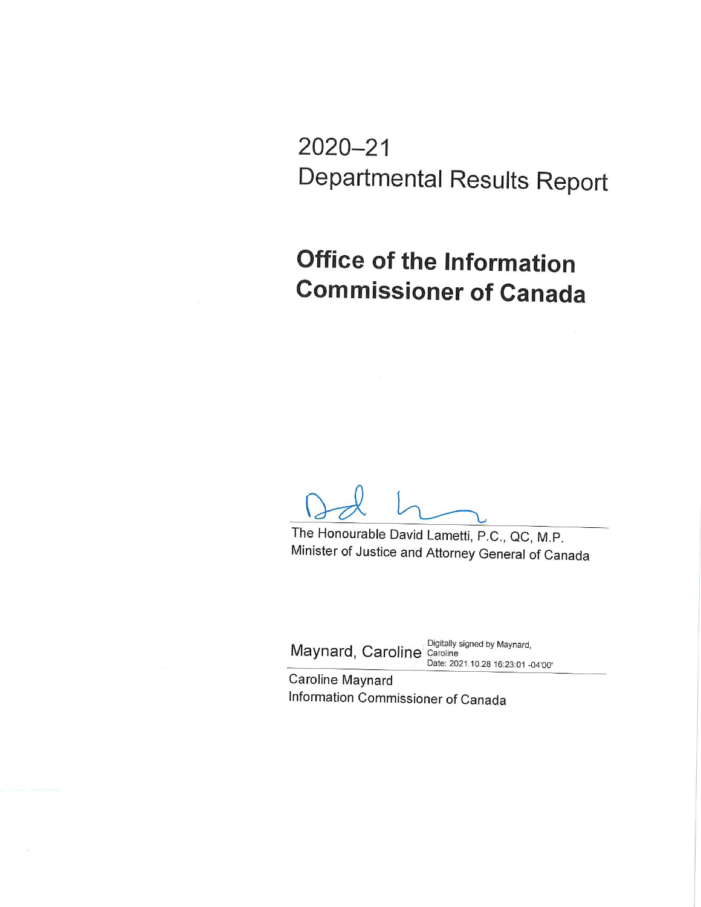# 2020–21 Departmental Results Report

## Office of the Information Commissioner of Canada

The Honourable David Lametti, P.C., QC, M.P.
Minister of Justice and Attorney General of Canada

Maynard, Caroline
Digitally signed by Maynard, Caroline
Date: 2021.10.28 16:23:01 -04'00'

Caroline Maynard
Information Commissioner of Canada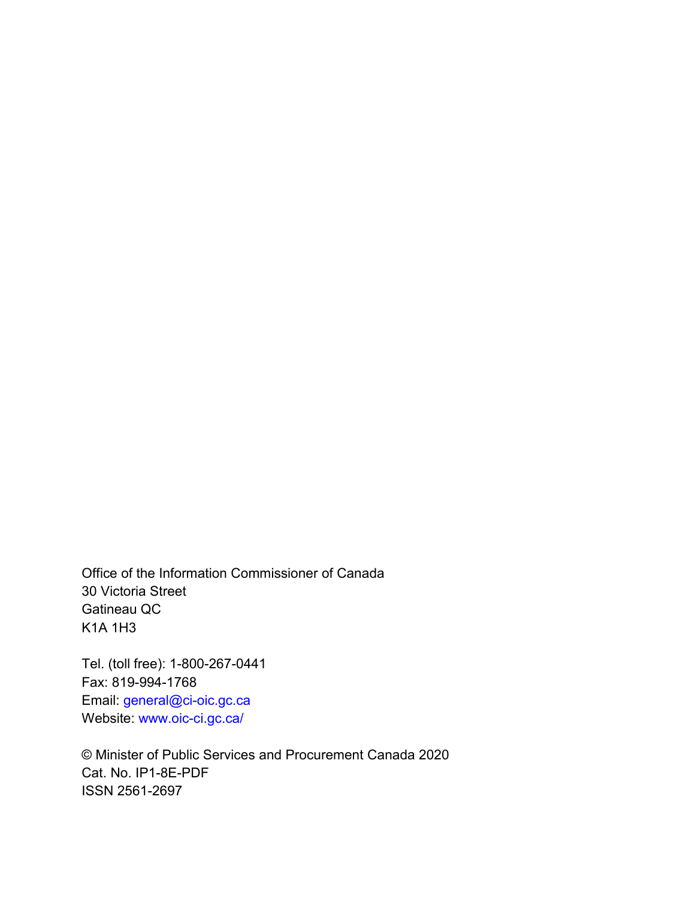Office of the Information Commissioner of Canada
30 Victoria Street
Gatineau QC
K1A 1H3

Tel. (toll free): 1-800-267-0441
Fax: 819-994-1768
Email: general@ci-oic.gc.ca
Website: www.oic-ci.gc.ca/

© Minister of Public Services and Procurement Canada 2020
Cat. No. IP1-8E-PDF
ISSN 2561-2697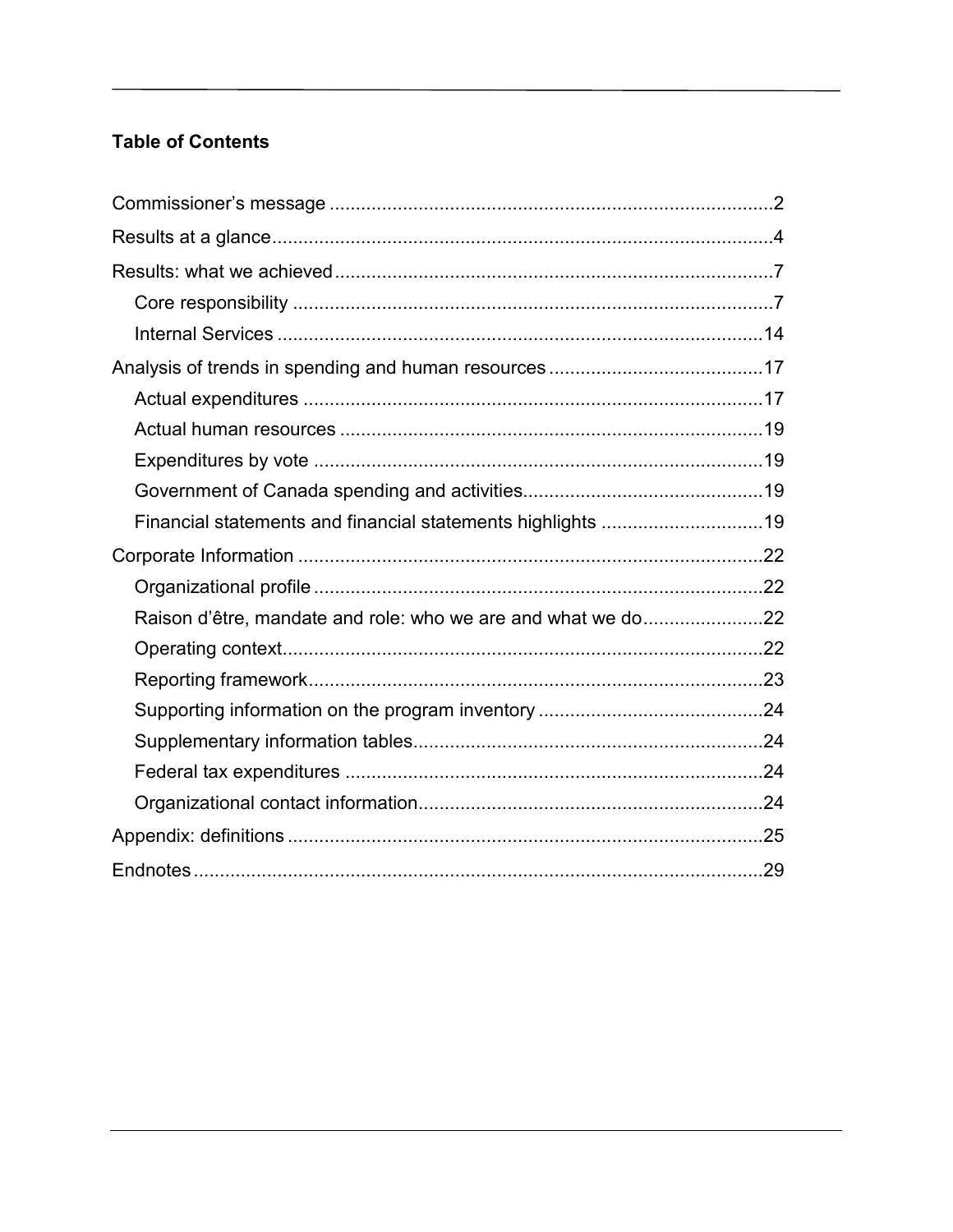**Table of Contents**

- Commissioner's message ....................................................................................2
- Results at a glance................................................................................................4
- Results: what we achieved ....................................................................................7
  - Core responsibility ...........................................................................................7
  - Internal Services ............................................................................................14
- Analysis of trends in spending and human resources ........................................17
  - Actual expenditures .......................................................................................17
  - Actual human resources ................................................................................19
  - Expenditures by vote .....................................................................................19
  - Government of Canada spending and activities.............................................19
  - Financial statements and financial statements highlights ...............................19
- Corporate Information .........................................................................................22
  - Organizational profile .....................................................................................22
  - Raison d'être, mandate and role: who we are and what we do.......................22
  - Operating context............................................................................................22
  - Reporting framework......................................................................................23
  - Supporting information on the program inventory ...........................................24
  - Supplementary information tables..................................................................24
  - Federal tax expenditures ...............................................................................24
  - Organizational contact information.................................................................24
- Appendix: definitions ...........................................................................................25
- Endnotes .............................................................................................................29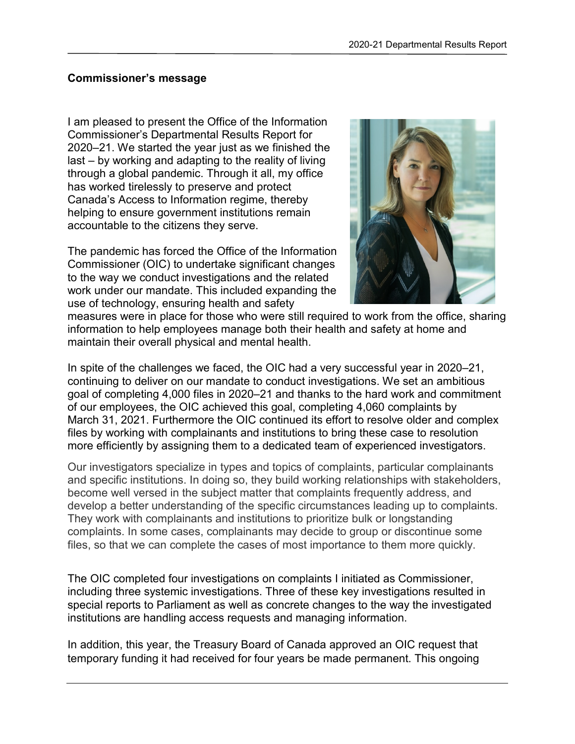## Commissioner's message

I am pleased to present the Office of the Information Commissioner's Departmental Results Report for 2020–21. We started the year just as we finished the last – by working and adapting to the reality of living through a global pandemic. Through it all, my office has worked tirelessly to preserve and protect Canada's Access to Information regime, thereby helping to ensure government institutions remain accountable to the citizens they serve.

The pandemic has forced the Office of the Information Commissioner (OIC) to undertake significant changes to the way we conduct investigations and the related work under our mandate. This included expanding the use of technology, ensuring health and safety measures were in place for those who were still required to work from the office, sharing information to help employees manage both their health and safety at home and maintain their overall physical and mental health.

In spite of the challenges we faced, the OIC had a very successful year in 2020–21, continuing to deliver on our mandate to conduct investigations. We set an ambitious goal of completing 4,000 files in 2020–21 and thanks to the hard work and commitment of our employees, the OIC achieved this goal, completing 4,060 complaints by March 31, 2021. Furthermore the OIC continued its effort to resolve older and complex files by working with complainants and institutions to bring these case to resolution more efficiently by assigning them to a dedicated team of experienced investigators.

Our investigators specialize in types and topics of complaints, particular complainants and specific institutions. In doing so, they build working relationships with stakeholders, become well versed in the subject matter that complaints frequently address, and develop a better understanding of the specific circumstances leading up to complaints. They work with complainants and institutions to prioritize bulk or longstanding complaints. In some cases, complainants may decide to group or discontinue some files, so that we can complete the cases of most importance to them more quickly.

The OIC completed four investigations on complaints I initiated as Commissioner, including three systemic investigations. Three of these key investigations resulted in special reports to Parliament as well as concrete changes to the way the investigated institutions are handling access requests and managing information.

In addition, this year, the Treasury Board of Canada approved an OIC request that temporary funding it had received for four years be made permanent. This ongoing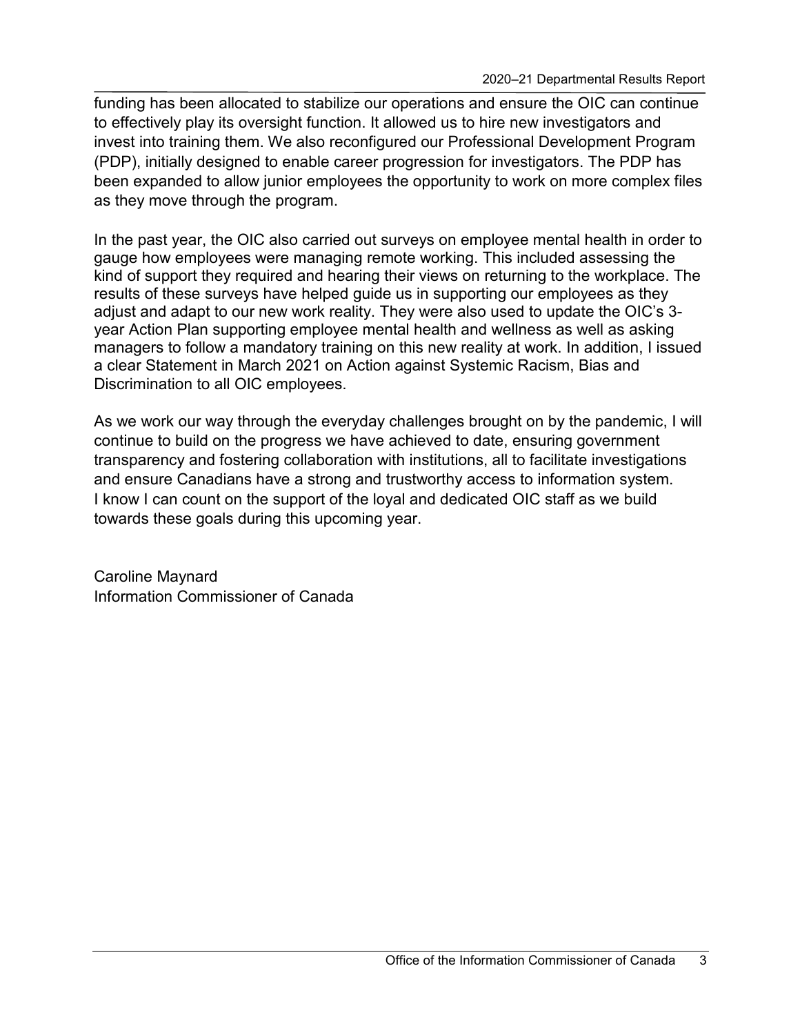funding has been allocated to stabilize our operations and ensure the OIC can continue to effectively play its oversight function. It allowed us to hire new investigators and invest into training them. We also reconfigured our Professional Development Program (PDP), initially designed to enable career progression for investigators. The PDP has been expanded to allow junior employees the opportunity to work on more complex files as they move through the program.

In the past year, the OIC also carried out surveys on employee mental health in order to gauge how employees were managing remote working. This included assessing the kind of support they required and hearing their views on returning to the workplace. The results of these surveys have helped guide us in supporting our employees as they adjust and adapt to our new work reality. They were also used to update the OIC's 3-year Action Plan supporting employee mental health and wellness as well as asking managers to follow a mandatory training on this new reality at work. In addition, I issued a clear Statement in March 2021 on Action against Systemic Racism, Bias and Discrimination to all OIC employees.

As we work our way through the everyday challenges brought on by the pandemic, I will continue to build on the progress we have achieved to date, ensuring government transparency and fostering collaboration with institutions, all to facilitate investigations and ensure Canadians have a strong and trustworthy access to information system. I know I can count on the support of the loyal and dedicated OIC staff as we build towards these goals during this upcoming year.

Caroline Maynard
Information Commissioner of Canada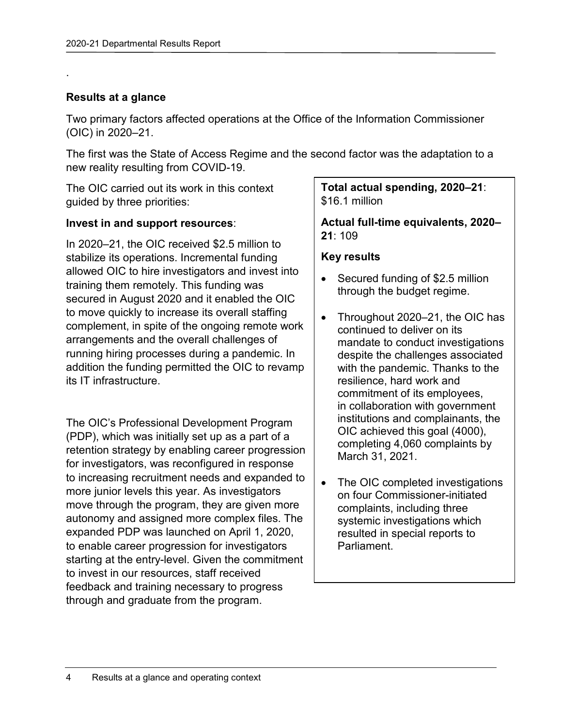.

## Results at a glance

Two primary factors affected operations at the Office of the Information Commissioner (OIC) in 2020–21.

The first was the State of Access Regime and the second factor was the adaptation to a new reality resulting from COVID-19.

The OIC carried out its work in this context guided by three priorities:

**Invest in and support resources**:

In 2020–21, the OIC received $2.5 million to stabilize its operations. Incremental funding allowed OIC to hire investigators and invest into training them remotely. This funding was secured in August 2020 and it enabled the OIC to move quickly to increase its overall staffing complement, in spite of the ongoing remote work arrangements and the overall challenges of running hiring processes during a pandemic. In addition the funding permitted the OIC to revamp its IT infrastructure.

The OIC's Professional Development Program (PDP), which was initially set up as a part of a retention strategy by enabling career progression for investigators, was reconfigured in response to increasing recruitment needs and expanded to more junior levels this year. As investigators move through the program, they are given more autonomy and assigned more complex files. The expanded PDP was launched on April 1, 2020, to enable career progression for investigators starting at the entry-level. Given the commitment to invest in our resources, staff received feedback and training necessary to progress through and graduate from the program.

**Total actual spending, 2020–21**: $16.1 million

**Actual full-time equivalents, 2020–21**: 109

**Key results**

- Secured funding of $2.5 million through the budget regime.
- Throughout 2020–21, the OIC has continued to deliver on its mandate to conduct investigations despite the challenges associated with the pandemic. Thanks to the resilience, hard work and commitment of its employees, in collaboration with government institutions and complainants, the OIC achieved this goal (4000), completing 4,060 complaints by March 31, 2021.
- The OIC completed investigations on four Commissioner-initiated complaints, including three systemic investigations which resulted in special reports to Parliament.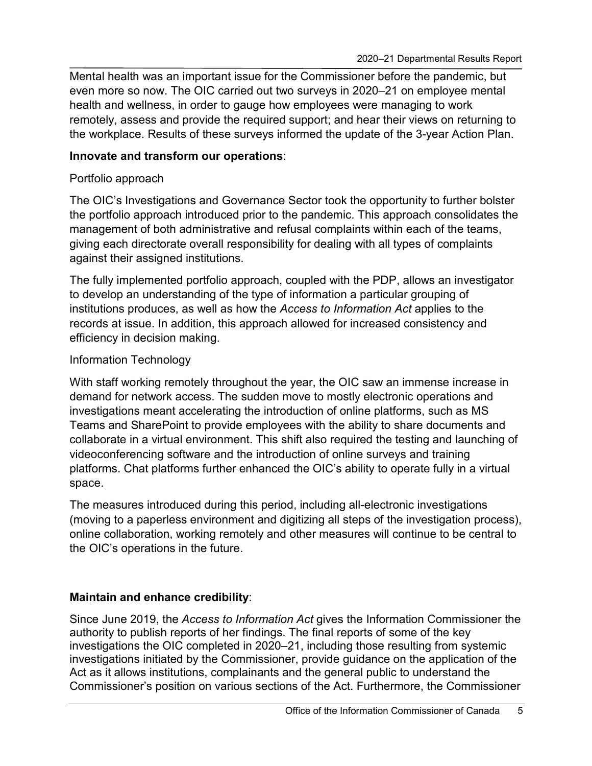Mental health was an important issue for the Commissioner before the pandemic, but even more so now. The OIC carried out two surveys in 2020–21 on employee mental health and wellness, in order to gauge how employees were managing to work remotely, assess and provide the required support; and hear their views on returning to the workplace. Results of these surveys informed the update of the 3-year Action Plan.

**Innovate and transform our operations**:

Portfolio approach

The OIC's Investigations and Governance Sector took the opportunity to further bolster the portfolio approach introduced prior to the pandemic. This approach consolidates the management of both administrative and refusal complaints within each of the teams, giving each directorate overall responsibility for dealing with all types of complaints against their assigned institutions.

The fully implemented portfolio approach, coupled with the PDP, allows an investigator to develop an understanding of the type of information a particular grouping of institutions produces, as well as how the *Access to Information Act* applies to the records at issue. In addition, this approach allowed for increased consistency and efficiency in decision making.

Information Technology

With staff working remotely throughout the year, the OIC saw an immense increase in demand for network access. The sudden move to mostly electronic operations and investigations meant accelerating the introduction of online platforms, such as MS Teams and SharePoint to provide employees with the ability to share documents and collaborate in a virtual environment. This shift also required the testing and launching of videoconferencing software and the introduction of online surveys and training platforms. Chat platforms further enhanced the OIC's ability to operate fully in a virtual space.

The measures introduced during this period, including all-electronic investigations (moving to a paperless environment and digitizing all steps of the investigation process), online collaboration, working remotely and other measures will continue to be central to the OIC's operations in the future.

**Maintain and enhance credibility**:

Since June 2019, the *Access to Information Act* gives the Information Commissioner the authority to publish reports of her findings. The final reports of some of the key investigations the OIC completed in 2020–21, including those resulting from systemic investigations initiated by the Commissioner, provide guidance on the application of the Act as it allows institutions, complainants and the general public to understand the Commissioner's position on various sections of the Act. Furthermore, the Commissioner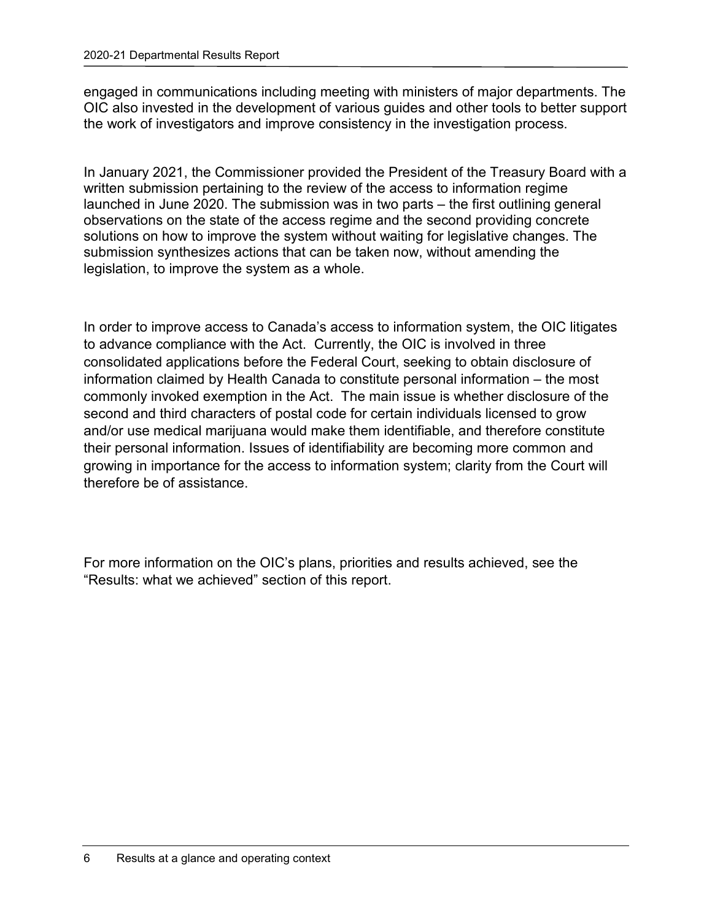engaged in communications including meeting with ministers of major departments. The OIC also invested in the development of various guides and other tools to better support the work of investigators and improve consistency in the investigation process.

In January 2021, the Commissioner provided the President of the Treasury Board with a written submission pertaining to the review of the access to information regime launched in June 2020. The submission was in two parts – the first outlining general observations on the state of the access regime and the second providing concrete solutions on how to improve the system without waiting for legislative changes. The submission synthesizes actions that can be taken now, without amending the legislation, to improve the system as a whole.

In order to improve access to Canada's access to information system, the OIC litigates to advance compliance with the Act. Currently, the OIC is involved in three consolidated applications before the Federal Court, seeking to obtain disclosure of information claimed by Health Canada to constitute personal information – the most commonly invoked exemption in the Act. The main issue is whether disclosure of the second and third characters of postal code for certain individuals licensed to grow and/or use medical marijuana would make them identifiable, and therefore constitute their personal information. Issues of identifiability are becoming more common and growing in importance for the access to information system; clarity from the Court will therefore be of assistance.

For more information on the OIC's plans, priorities and results achieved, see the "Results: what we achieved" section of this report.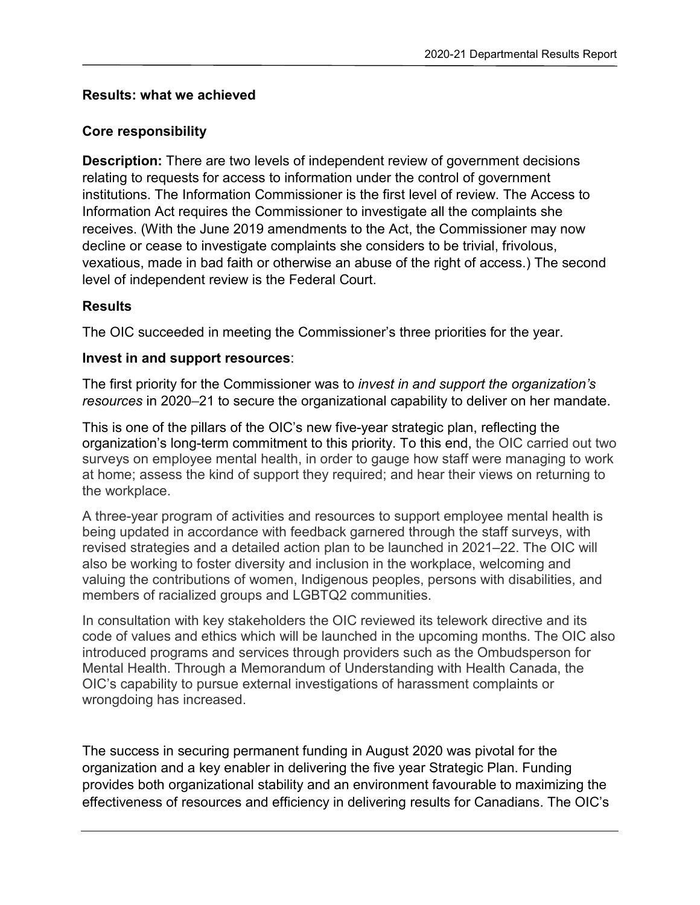## Results: what we achieved

### Core responsibility

**Description:** There are two levels of independent review of government decisions relating to requests for access to information under the control of government institutions. The Information Commissioner is the first level of review. The Access to Information Act requires the Commissioner to investigate all the complaints she receives. (With the June 2019 amendments to the Act, the Commissioner may now decline or cease to investigate complaints she considers to be trivial, frivolous, vexatious, made in bad faith or otherwise an abuse of the right of access.) The second level of independent review is the Federal Court.

### Results

The OIC succeeded in meeting the Commissioner's three priorities for the year.

**Invest in and support resources**:

The first priority for the Commissioner was to *invest in and support the organization's resources* in 2020–21 to secure the organizational capability to deliver on her mandate.

This is one of the pillars of the OIC's new five-year strategic plan, reflecting the organization's long-term commitment to this priority. To this end, the OIC carried out two surveys on employee mental health, in order to gauge how staff were managing to work at home; assess the kind of support they required; and hear their views on returning to the workplace.

A three-year program of activities and resources to support employee mental health is being updated in accordance with feedback garnered through the staff surveys, with revised strategies and a detailed action plan to be launched in 2021–22. The OIC will also be working to foster diversity and inclusion in the workplace, welcoming and valuing the contributions of women, Indigenous peoples, persons with disabilities, and members of racialized groups and LGBTQ2 communities.

In consultation with key stakeholders the OIC reviewed its telework directive and its code of values and ethics which will be launched in the upcoming months. The OIC also introduced programs and services through providers such as the Ombudsperson for Mental Health. Through a Memorandum of Understanding with Health Canada, the OIC's capability to pursue external investigations of harassment complaints or wrongdoing has increased.

The success in securing permanent funding in August 2020 was pivotal for the organization and a key enabler in delivering the five year Strategic Plan. Funding provides both organizational stability and an environment favourable to maximizing the effectiveness of resources and efficiency in delivering results for Canadians. The OIC's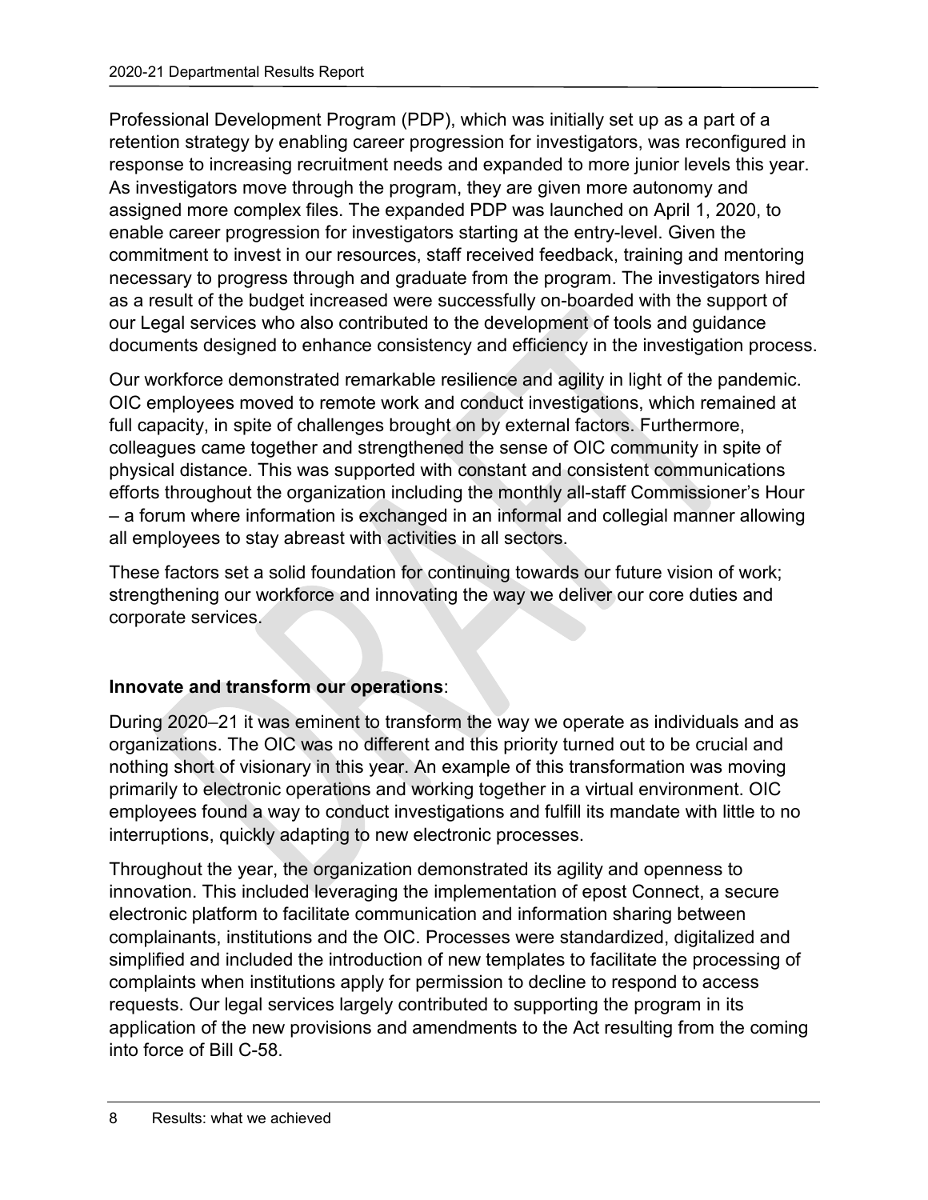Professional Development Program (PDP), which was initially set up as a part of a retention strategy by enabling career progression for investigators, was reconfigured in response to increasing recruitment needs and expanded to more junior levels this year. As investigators move through the program, they are given more autonomy and assigned more complex files. The expanded PDP was launched on April 1, 2020, to enable career progression for investigators starting at the entry-level. Given the commitment to invest in our resources, staff received feedback, training and mentoring necessary to progress through and graduate from the program. The investigators hired as a result of the budget increased were successfully on-boarded with the support of our Legal services who also contributed to the development of tools and guidance documents designed to enhance consistency and efficiency in the investigation process.

Our workforce demonstrated remarkable resilience and agility in light of the pandemic. OIC employees moved to remote work and conduct investigations, which remained at full capacity, in spite of challenges brought on by external factors. Furthermore, colleagues came together and strengthened the sense of OIC community in spite of physical distance. This was supported with constant and consistent communications efforts throughout the organization including the monthly all-staff Commissioner's Hour – a forum where information is exchanged in an informal and collegial manner allowing all employees to stay abreast with activities in all sectors.

These factors set a solid foundation for continuing towards our future vision of work; strengthening our workforce and innovating the way we deliver our core duties and corporate services.

**Innovate and transform our operations**:

During 2020–21 it was eminent to transform the way we operate as individuals and as organizations. The OIC was no different and this priority turned out to be crucial and nothing short of visionary in this year. An example of this transformation was moving primarily to electronic operations and working together in a virtual environment. OIC employees found a way to conduct investigations and fulfill its mandate with little to no interruptions, quickly adapting to new electronic processes.

Throughout the year, the organization demonstrated its agility and openness to innovation. This included leveraging the implementation of epost Connect, a secure electronic platform to facilitate communication and information sharing between complainants, institutions and the OIC. Processes were standardized, digitalized and simplified and included the introduction of new templates to facilitate the processing of complaints when institutions apply for permission to decline to respond to access requests. Our legal services largely contributed to supporting the program in its application of the new provisions and amendments to the Act resulting from the coming into force of Bill C-58.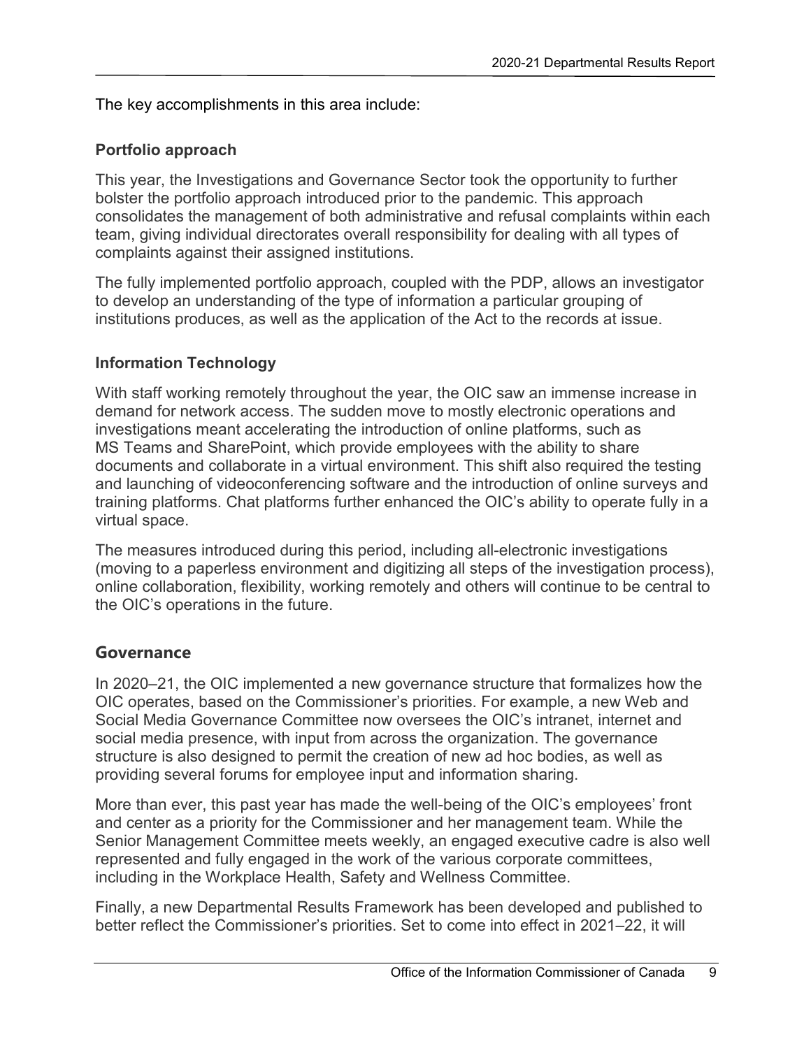The key accomplishments in this area include:

### Portfolio approach

This year, the Investigations and Governance Sector took the opportunity to further bolster the portfolio approach introduced prior to the pandemic. This approach consolidates the management of both administrative and refusal complaints within each team, giving individual directorates overall responsibility for dealing with all types of complaints against their assigned institutions.

The fully implemented portfolio approach, coupled with the PDP, allows an investigator to develop an understanding of the type of information a particular grouping of institutions produces, as well as the application of the Act to the records at issue.

### Information Technology

With staff working remotely throughout the year, the OIC saw an immense increase in demand for network access. The sudden move to mostly electronic operations and investigations meant accelerating the introduction of online platforms, such as MS Teams and SharePoint, which provide employees with the ability to share documents and collaborate in a virtual environment. This shift also required the testing and launching of videoconferencing software and the introduction of online surveys and training platforms. Chat platforms further enhanced the OIC's ability to operate fully in a virtual space.

The measures introduced during this period, including all-electronic investigations (moving to a paperless environment and digitizing all steps of the investigation process), online collaboration, flexibility, working remotely and others will continue to be central to the OIC's operations in the future.

## Governance

In 2020–21, the OIC implemented a new governance structure that formalizes how the OIC operates, based on the Commissioner's priorities. For example, a new Web and Social Media Governance Committee now oversees the OIC's intranet, internet and social media presence, with input from across the organization. The governance structure is also designed to permit the creation of new ad hoc bodies, as well as providing several forums for employee input and information sharing.

More than ever, this past year has made the well-being of the OIC's employees' front and center as a priority for the Commissioner and her management team. While the Senior Management Committee meets weekly, an engaged executive cadre is also well represented and fully engaged in the work of the various corporate committees, including in the Workplace Health, Safety and Wellness Committee.

Finally, a new Departmental Results Framework has been developed and published to better reflect the Commissioner's priorities. Set to come into effect in 2021–22, it will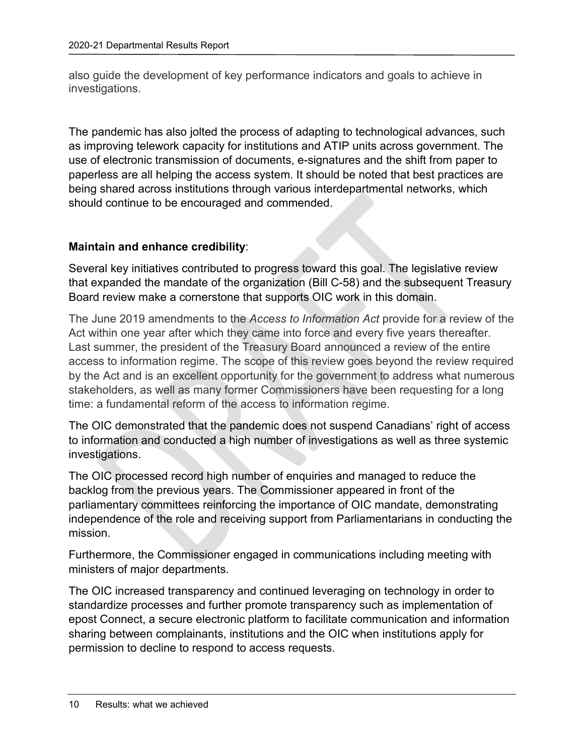also guide the development of key performance indicators and goals to achieve in investigations.

The pandemic has also jolted the process of adapting to technological advances, such as improving telework capacity for institutions and ATIP units across government. The use of electronic transmission of documents, e-signatures and the shift from paper to paperless are all helping the access system. It should be noted that best practices are being shared across institutions through various interdepartmental networks, which should continue to be encouraged and commended.

**Maintain and enhance credibility**:

Several key initiatives contributed to progress toward this goal. The legislative review that expanded the mandate of the organization (Bill C-58) and the subsequent Treasury Board review make a cornerstone that supports OIC work in this domain.

The June 2019 amendments to the *Access to Information Act* provide for a review of the Act within one year after which they came into force and every five years thereafter. Last summer, the president of the Treasury Board announced a review of the entire access to information regime. The scope of this review goes beyond the review required by the Act and is an excellent opportunity for the government to address what numerous stakeholders, as well as many former Commissioners have been requesting for a long time: a fundamental reform of the access to information regime.

The OIC demonstrated that the pandemic does not suspend Canadians' right of access to information and conducted a high number of investigations as well as three systemic investigations.

The OIC processed record high number of enquiries and managed to reduce the backlog from the previous years. The Commissioner appeared in front of the parliamentary committees reinforcing the importance of OIC mandate, demonstrating independence of the role and receiving support from Parliamentarians in conducting the mission.

Furthermore, the Commissioner engaged in communications including meeting with ministers of major departments.

The OIC increased transparency and continued leveraging on technology in order to standardize processes and further promote transparency such as implementation of epost Connect, a secure electronic platform to facilitate communication and information sharing between complainants, institutions and the OIC when institutions apply for permission to decline to respond to access requests.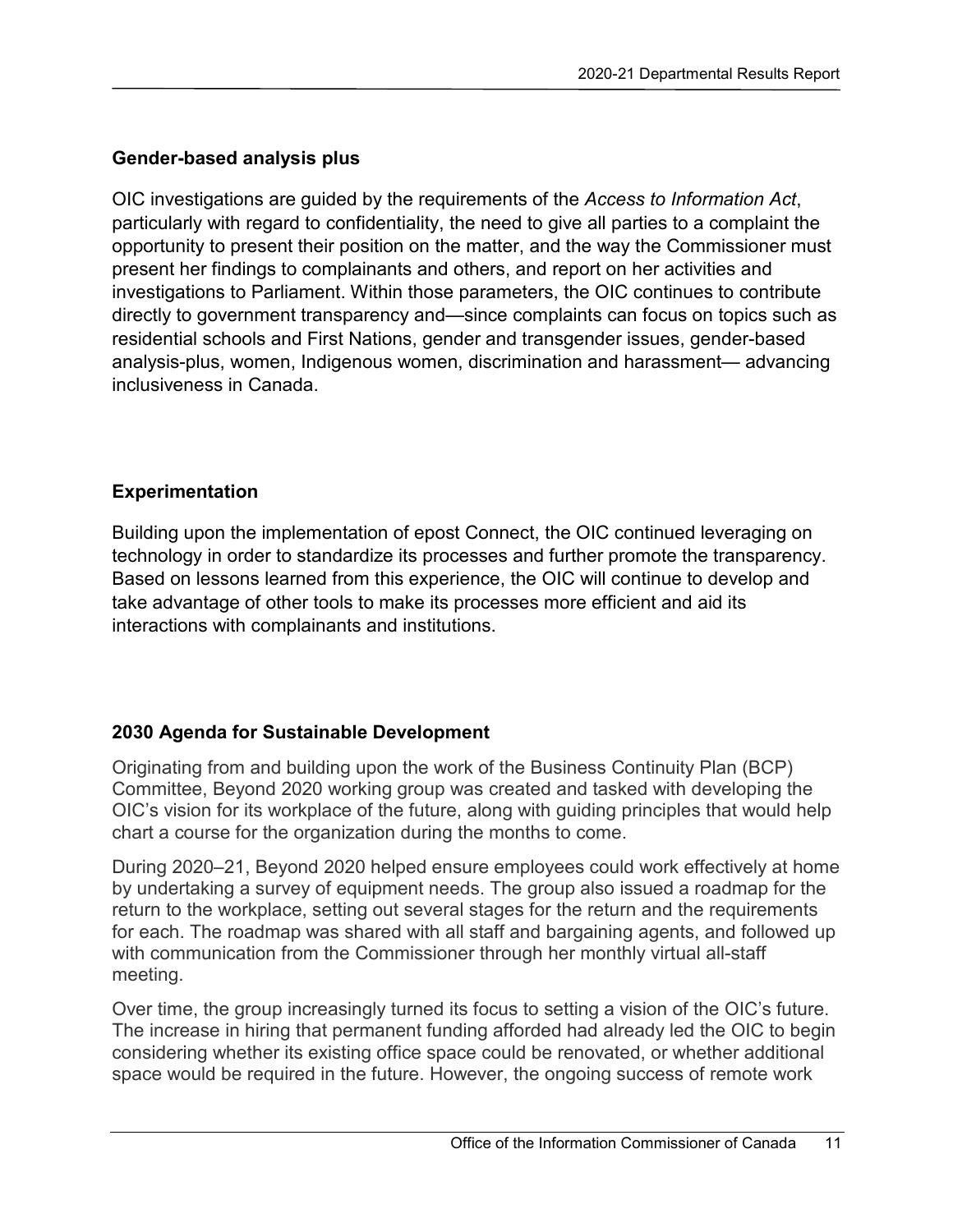### Gender-based analysis plus

OIC investigations are guided by the requirements of the *Access to Information Act*, particularly with regard to confidentiality, the need to give all parties to a complaint the opportunity to present their position on the matter, and the way the Commissioner must present her findings to complainants and others, and report on her activities and investigations to Parliament. Within those parameters, the OIC continues to contribute directly to government transparency and—since complaints can focus on topics such as residential schools and First Nations, gender and transgender issues, gender-based analysis-plus, women, Indigenous women, discrimination and harassment— advancing inclusiveness in Canada.

### Experimentation

Building upon the implementation of epost Connect, the OIC continued leveraging on technology in order to standardize its processes and further promote the transparency. Based on lessons learned from this experience, the OIC will continue to develop and take advantage of other tools to make its processes more efficient and aid its interactions with complainants and institutions.

### 2030 Agenda for Sustainable Development

Originating from and building upon the work of the Business Continuity Plan (BCP) Committee, Beyond 2020 working group was created and tasked with developing the OIC's vision for its workplace of the future, along with guiding principles that would help chart a course for the organization during the months to come.

During 2020–21, Beyond 2020 helped ensure employees could work effectively at home by undertaking a survey of equipment needs. The group also issued a roadmap for the return to the workplace, setting out several stages for the return and the requirements for each. The roadmap was shared with all staff and bargaining agents, and followed up with communication from the Commissioner through her monthly virtual all-staff meeting.

Over time, the group increasingly turned its focus to setting a vision of the OIC's future. The increase in hiring that permanent funding afforded had already led the OIC to begin considering whether its existing office space could be renovated, or whether additional space would be required in the future. However, the ongoing success of remote work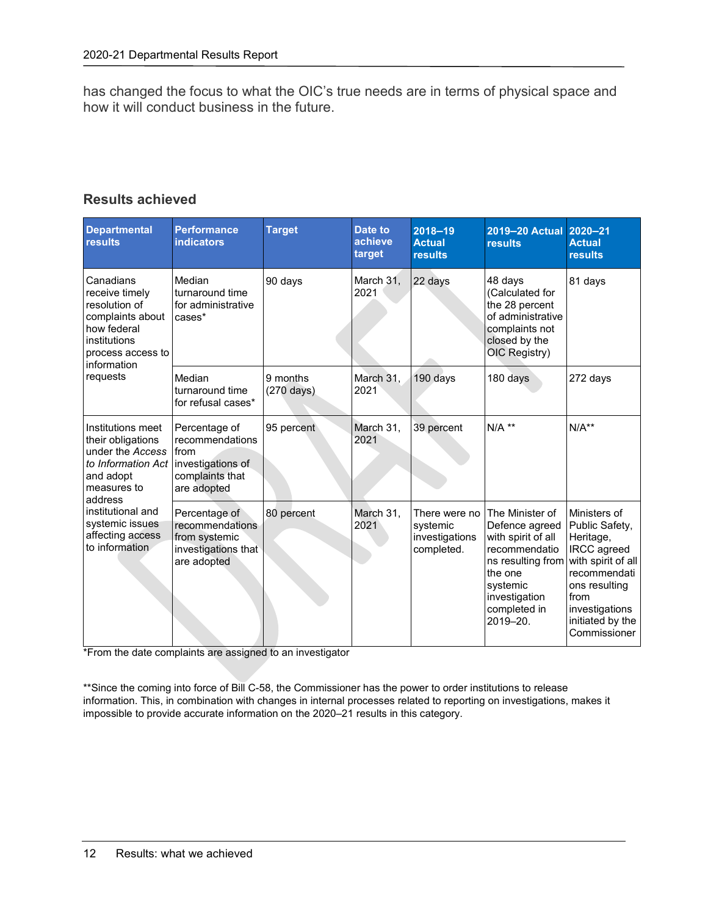has changed the focus to what the OIC's true needs are in terms of physical space and how it will conduct business in the future.

## Results achieved

| Departmental results | Performance indicators | Target | Date to achieve target | 2018–19 Actual results | 2019–20 Actual results | 2020–21 Actual results |
|---|---|---|---|---|---|---|
| Canadians receive timely resolution of complaints about how federal institutions process access to information requests | Median turnaround time for administrative cases* | 90 days | March 31, 2021 | 22 days | 48 days (Calculated for the 28 percent of administrative complaints not closed by the OIC Registry) | 81 days |
| | Median turnaround time for refusal cases* | 9 months (270 days) | March 31, 2021 | 190 days | 180 days | 272 days |
| Institutions meet their obligations under the *Access to Information Act* and adopt measures to address institutional and systemic issues affecting access to information | Percentage of recommendations from investigations of complaints that are adopted | 95 percent | March 31, 2021 | 39 percent | N/A ** | N/A** |
| | Percentage of recommendations from systemic investigations that are adopted | 80 percent | March 31, 2021 | There were no systemic investigations completed. | The Minister of Defence agreed with spirit of all recommendations resulting from the one systemic investigation completed in 2019–20. | Ministers of Public Safety, Heritage, IRCC agreed with spirit of all recommendations resulting from investigations initiated by the Commissioner |

*From the date complaints are assigned to an investigator

**Since the coming into force of Bill C-58, the Commissioner has the power to order institutions to release information. This, in combination with changes in internal processes related to reporting on investigations, makes it impossible to provide accurate information on the 2020–21 results in this category.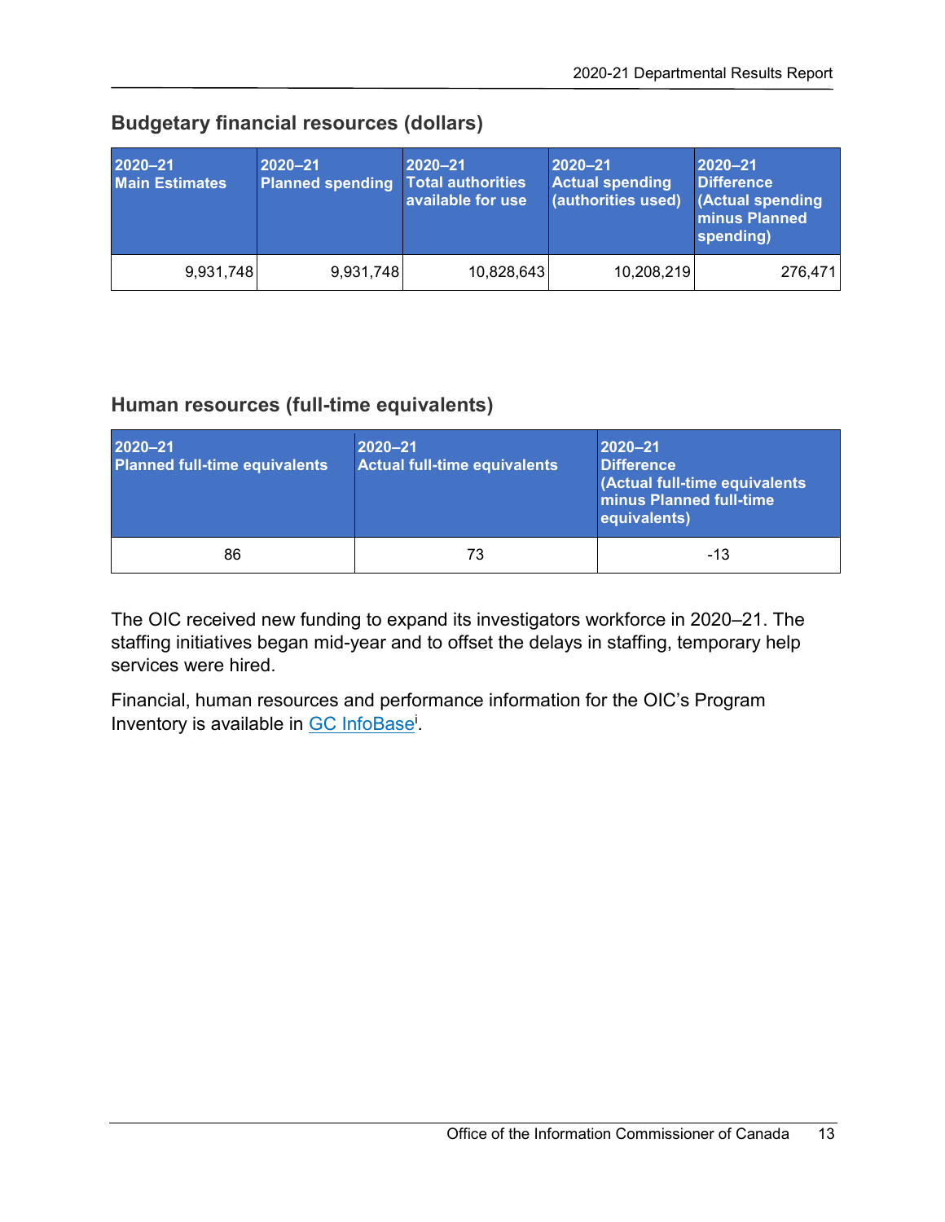## Budgetary financial resources (dollars)

| 2020–21 Main Estimates | 2020–21 Planned spending | 2020–21 Total authorities available for use | 2020–21 Actual spending (authorities used) | 2020–21 Difference (Actual spending minus Planned spending) |
|---|---|---|---|---|
| 9,931,748 | 9,931,748 | 10,828,643 | 10,208,219 | 276,471 |

## Human resources (full-time equivalents)

| 2020–21 Planned full-time equivalents | 2020–21 Actual full-time equivalents | 2020–21 Difference (Actual full-time equivalents minus Planned full-time equivalents) |
|---|---|---|
| 86 | 73 | -13 |

The OIC received new funding to expand its investigators workforce in 2020–21. The staffing initiatives began mid-year and to offset the delays in staffing, temporary help services were hired.

Financial, human resources and performance information for the OIC's Program Inventory is available in GC InfoBase[i].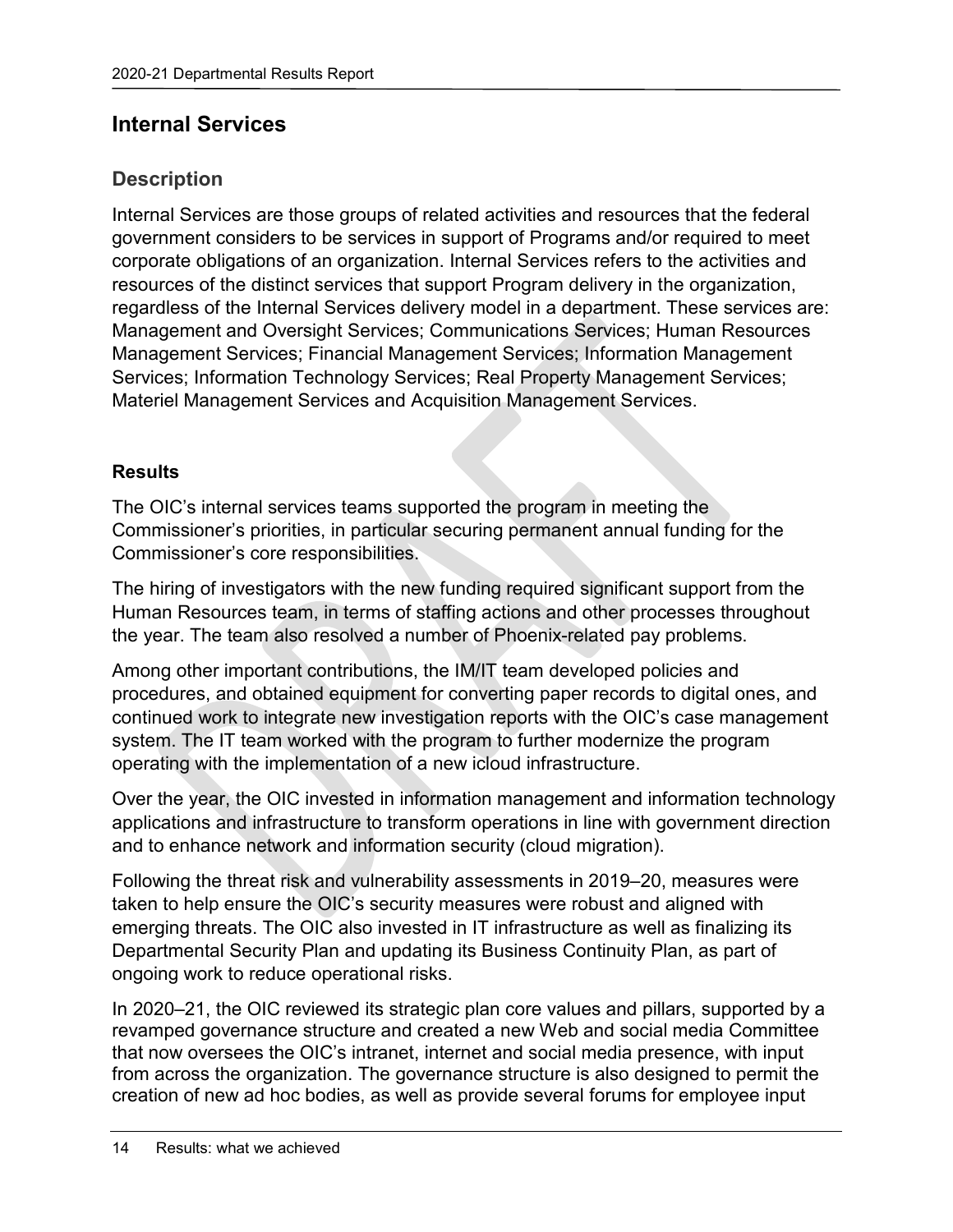## Internal Services

### Description

Internal Services are those groups of related activities and resources that the federal government considers to be services in support of Programs and/or required to meet corporate obligations of an organization. Internal Services refers to the activities and resources of the distinct services that support Program delivery in the organization, regardless of the Internal Services delivery model in a department. These services are: Management and Oversight Services; Communications Services; Human Resources Management Services; Financial Management Services; Information Management Services; Information Technology Services; Real Property Management Services; Materiel Management Services and Acquisition Management Services.

#### Results

The OIC's internal services teams supported the program in meeting the Commissioner's priorities, in particular securing permanent annual funding for the Commissioner's core responsibilities.

The hiring of investigators with the new funding required significant support from the Human Resources team, in terms of staffing actions and other processes throughout the year. The team also resolved a number of Phoenix-related pay problems.

Among other important contributions, the IM/IT team developed policies and procedures, and obtained equipment for converting paper records to digital ones, and continued work to integrate new investigation reports with the OIC's case management system. The IT team worked with the program to further modernize the program operating with the implementation of a new icloud infrastructure.

Over the year, the OIC invested in information management and information technology applications and infrastructure to transform operations in line with government direction and to enhance network and information security (cloud migration).

Following the threat risk and vulnerability assessments in 2019–20, measures were taken to help ensure the OIC's security measures were robust and aligned with emerging threats. The OIC also invested in IT infrastructure as well as finalizing its Departmental Security Plan and updating its Business Continuity Plan, as part of ongoing work to reduce operational risks.

In 2020–21, the OIC reviewed its strategic plan core values and pillars, supported by a revamped governance structure and created a new Web and social media Committee that now oversees the OIC's intranet, internet and social media presence, with input from across the organization. The governance structure is also designed to permit the creation of new ad hoc bodies, as well as provide several forums for employee input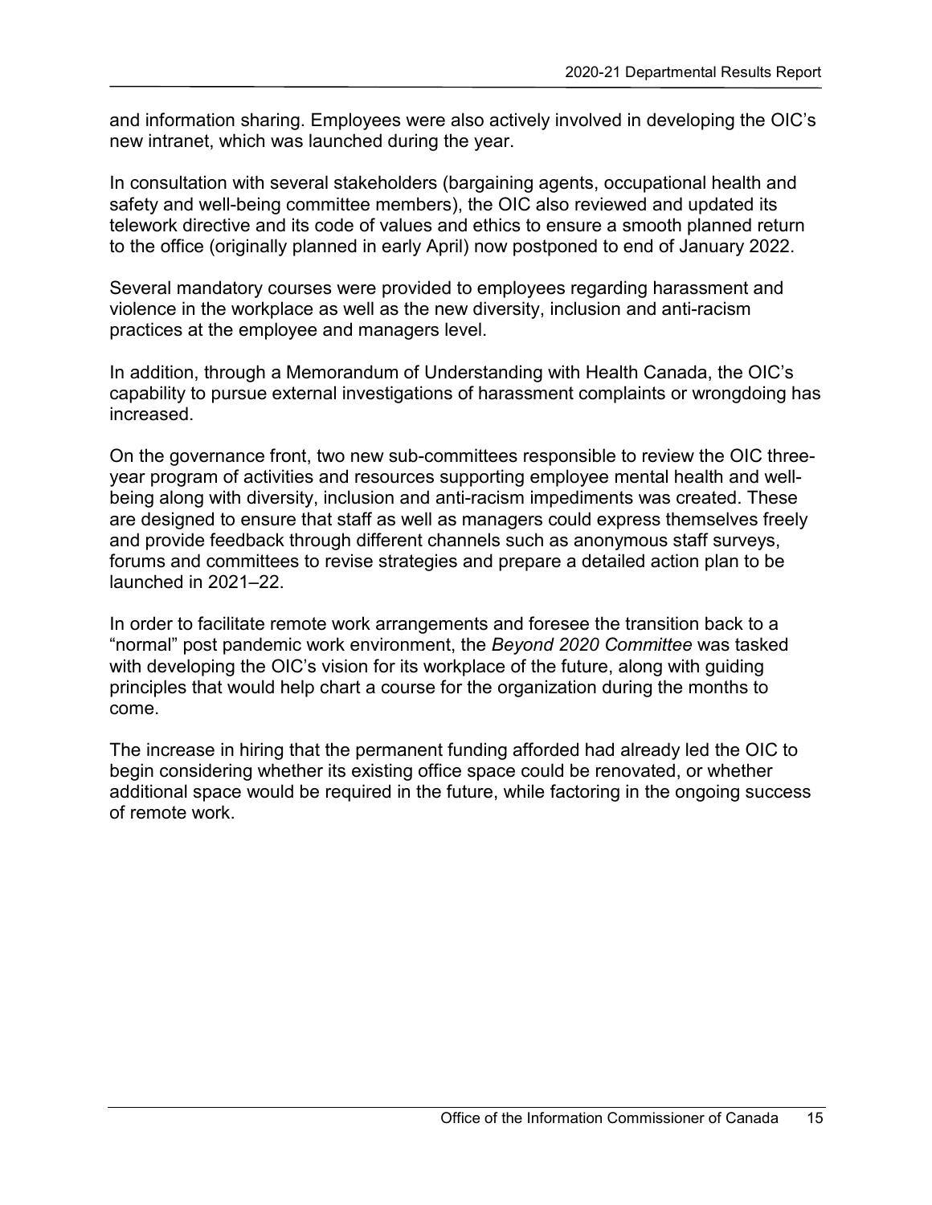and information sharing. Employees were also actively involved in developing the OIC's new intranet, which was launched during the year.

In consultation with several stakeholders (bargaining agents, occupational health and safety and well-being committee members), the OIC also reviewed and updated its telework directive and its code of values and ethics to ensure a smooth planned return to the office (originally planned in early April) now postponed to end of January 2022.

Several mandatory courses were provided to employees regarding harassment and violence in the workplace as well as the new diversity, inclusion and anti-racism practices at the employee and managers level.

In addition, through a Memorandum of Understanding with Health Canada, the OIC's capability to pursue external investigations of harassment complaints or wrongdoing has increased.

On the governance front, two new sub-committees responsible to review the OIC three-year program of activities and resources supporting employee mental health and well-being along with diversity, inclusion and anti-racism impediments was created. These are designed to ensure that staff as well as managers could express themselves freely and provide feedback through different channels such as anonymous staff surveys, forums and committees to revise strategies and prepare a detailed action plan to be launched in 2021–22.

In order to facilitate remote work arrangements and foresee the transition back to a "normal" post pandemic work environment, the *Beyond 2020 Committee* was tasked with developing the OIC's vision for its workplace of the future, along with guiding principles that would help chart a course for the organization during the months to come.

The increase in hiring that the permanent funding afforded had already led the OIC to begin considering whether its existing office space could be renovated, or whether additional space would be required in the future, while factoring in the ongoing success of remote work.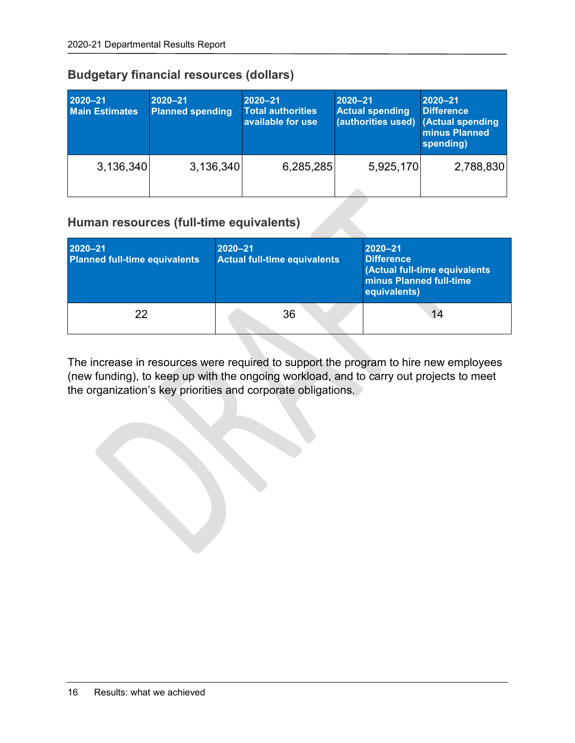### Budgetary financial resources (dollars)

| 2020–21 Main Estimates | 2020–21 Planned spending | 2020–21 Total authorities available for use | 2020–21 Actual spending (authorities used) | 2020–21 Difference (Actual spending minus Planned spending) |
|---|---|---|---|---|
| 3,136,340 | 3,136,340 | 6,285,285 | 5,925,170 | 2,788,830 |

### Human resources (full-time equivalents)

| 2020–21 Planned full-time equivalents | 2020–21 Actual full-time equivalents | 2020–21 Difference (Actual full-time equivalents minus Planned full-time equivalents) |
|---|---|---|
| 22 | 36 | 14 |

The increase in resources were required to support the program to hire new employees (new funding), to keep up with the ongoing workload, and to carry out projects to meet the organization's key priorities and corporate obligations.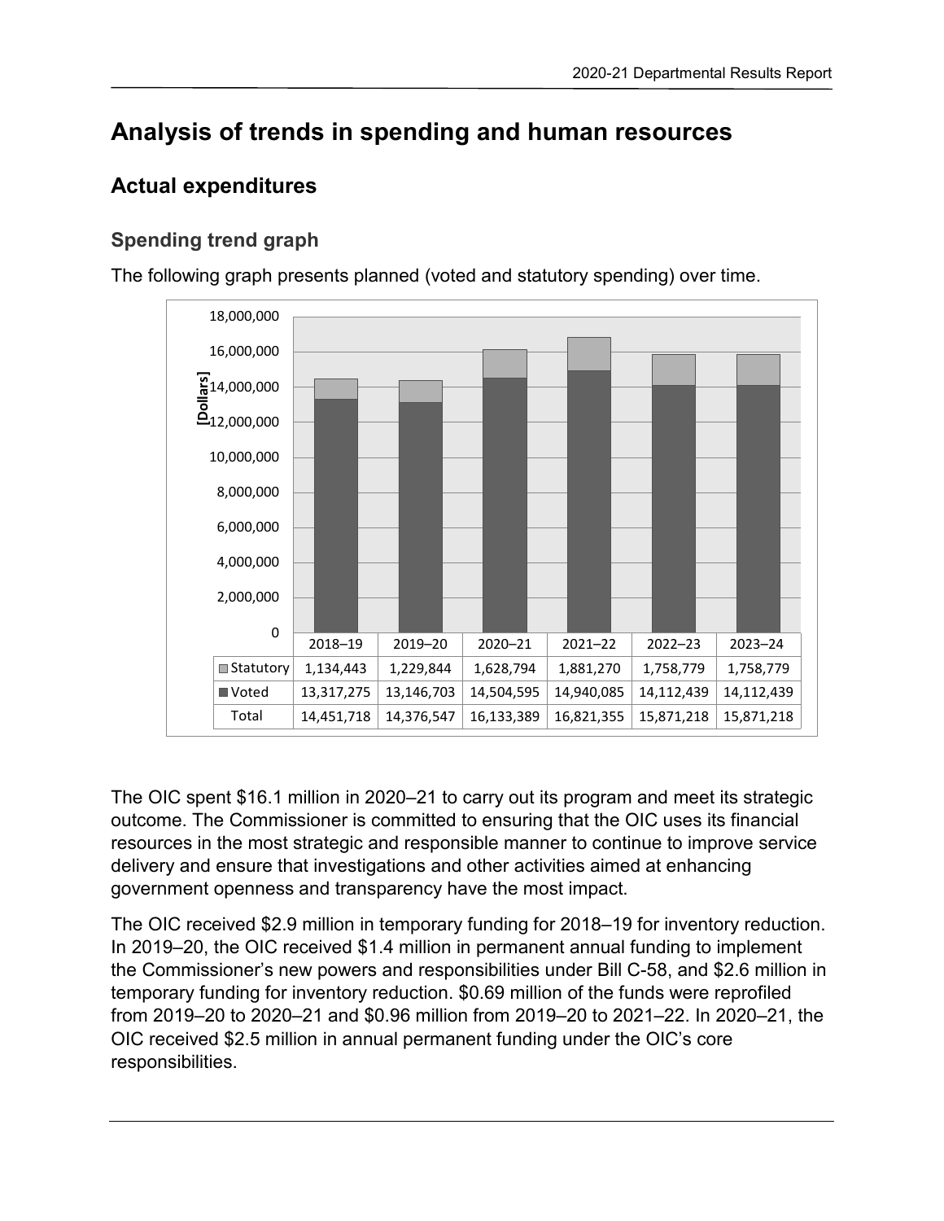# Analysis of trends in spending and human resources

## Actual expenditures

### Spending trend graph

The following graph presents planned (voted and statutory spending) over time.

| | 2018–19 | 2019–20 | 2020–21 | 2021–22 | 2022–23 | 2023–24 |
|---|---|---|---|---|---|---|
| Statutory | 1,134,443 | 1,229,844 | 1,628,794 | 1,881,270 | 1,758,779 | 1,758,779 |
| Voted | 13,317,275 | 13,146,703 | 14,504,595 | 14,940,085 | 14,112,439 | 14,112,439 |
| Total | 14,451,718 | 14,376,547 | 16,133,389 | 16,821,355 | 15,871,218 | 15,871,218 |

The OIC spent $16.1 million in 2020–21 to carry out its program and meet its strategic outcome. The Commissioner is committed to ensuring that the OIC uses its financial resources in the most strategic and responsible manner to continue to improve service delivery and ensure that investigations and other activities aimed at enhancing government openness and transparency have the most impact.

The OIC received $2.9 million in temporary funding for 2018–19 for inventory reduction. In 2019–20, the OIC received $1.4 million in permanent annual funding to implement the Commissioner's new powers and responsibilities under Bill C-58, and $2.6 million in temporary funding for inventory reduction. $0.69 million of the funds were reprofiled from 2019–20 to 2020–21 and $0.96 million from 2019–20 to 2021–22. In 2020–21, the OIC received $2.5 million in annual permanent funding under the OIC's core responsibilities.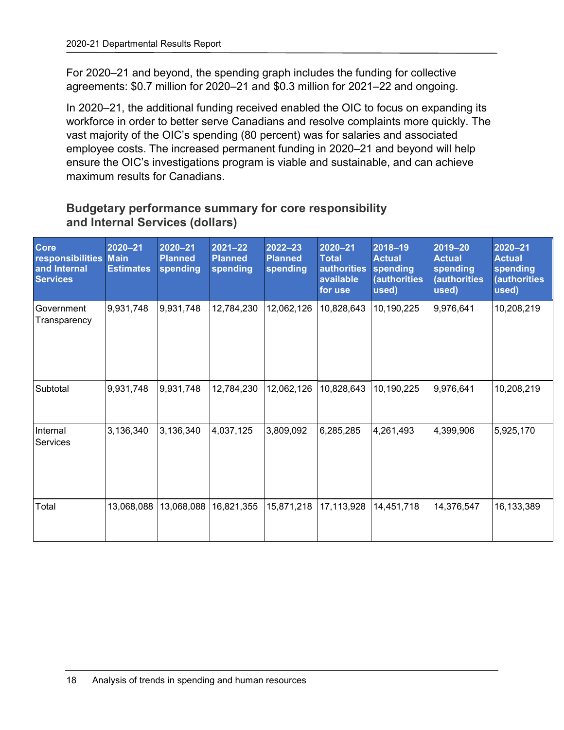For 2020–21 and beyond, the spending graph includes the funding for collective agreements: $0.7 million for 2020–21 and $0.3 million for 2021–22 and ongoing.

In 2020–21, the additional funding received enabled the OIC to focus on expanding its workforce in order to better serve Canadians and resolve complaints more quickly. The vast majority of the OIC's spending (80 percent) was for salaries and associated employee costs. The increased permanent funding in 2020–21 and beyond will help ensure the OIC's investigations program is viable and sustainable, and can achieve maximum results for Canadians.

## Budgetary performance summary for core responsibility and Internal Services (dollars)

| Core responsibilities and Internal Services | 2020–21 Main Estimates | 2020–21 Planned spending | 2021–22 Planned spending | 2022–23 Planned spending | 2020–21 Total authorities available for use | 2018–19 Actual spending (authorities used) | 2019–20 Actual spending (authorities used) | 2020–21 Actual spending (authorities used) |
|---|---|---|---|---|---|---|---|---|
| Government Transparency | 9,931,748 | 9,931,748 | 12,784,230 | 12,062,126 | 10,828,643 | 10,190,225 | 9,976,641 | 10,208,219 |
| Subtotal | 9,931,748 | 9,931,748 | 12,784,230 | 12,062,126 | 10,828,643 | 10,190,225 | 9,976,641 | 10,208,219 |
| Internal Services | 3,136,340 | 3,136,340 | 4,037,125 | 3,809,092 | 6,285,285 | 4,261,493 | 4,399,906 | 5,925,170 |
| Total | 13,068,088 | 13,068,088 | 16,821,355 | 15,871,218 | 17,113,928 | 14,451,718 | 14,376,547 | 16,133,389 |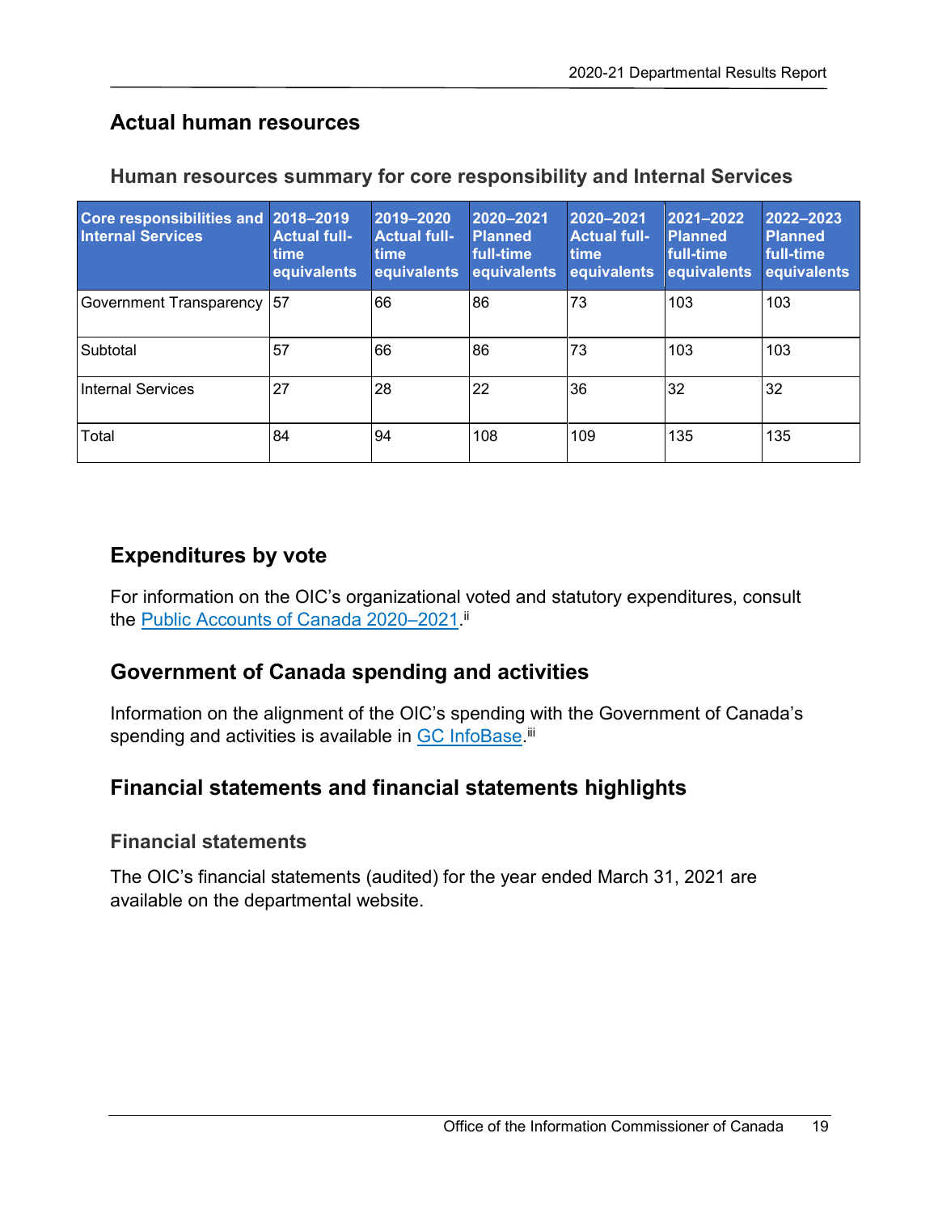## Actual human resources

### Human resources summary for core responsibility and Internal Services

| Core responsibilities and Internal Services | 2018–2019 Actual full-time equivalents | 2019–2020 Actual full-time equivalents | 2020–2021 Planned full-time equivalents | 2020–2021 Actual full-time equivalents | 2021–2022 Planned full-time equivalents | 2022–2023 Planned full-time equivalents |
|---|---|---|---|---|---|---|
| Government Transparency | 57 | 66 | 86 | 73 | 103 | 103 |
| Subtotal | 57 | 66 | 86 | 73 | 103 | 103 |
| Internal Services | 27 | 28 | 22 | 36 | 32 | 32 |
| Total | 84 | 94 | 108 | 109 | 135 | 135 |

## Expenditures by vote

For information on the OIC's organizational voted and statutory expenditures, consult the Public Accounts of Canada 2020–2021.[ii]

## Government of Canada spending and activities

Information on the alignment of the OIC's spending with the Government of Canada's spending and activities is available in GC InfoBase.[iii]

## Financial statements and financial statements highlights

### Financial statements

The OIC's financial statements (audited) for the year ended March 31, 2021 are available on the departmental website.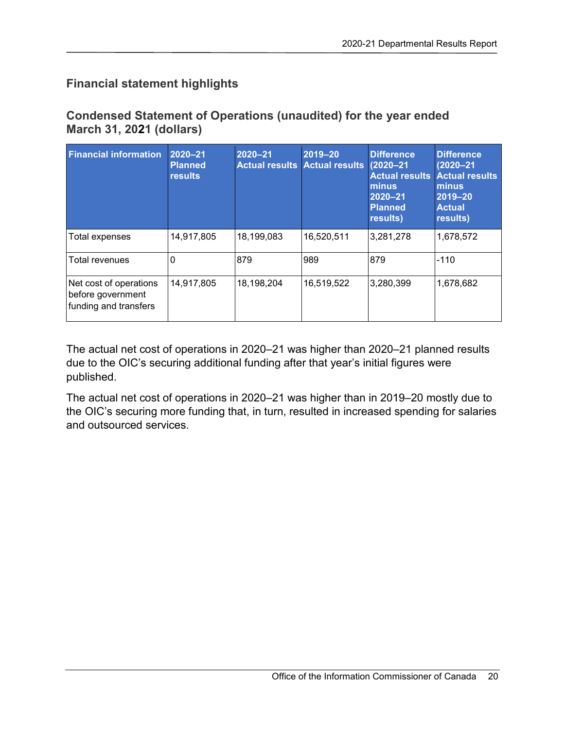## Financial statement highlights

### Condensed Statement of Operations (unaudited) for the year ended March 31, 2021 (dollars)

| Financial information | 2020–21 Planned results | 2020–21 Actual results | 2019–20 Actual results | Difference (2020–21 Actual results minus 2020–21 Planned results) | Difference (2020–21 Actual results minus 2019–20 Actual results) |
|---|---|---|---|---|---|
| Total expenses | 14,917,805 | 18,199,083 | 16,520,511 | 3,281,278 | 1,678,572 |
| Total revenues | 0 | 879 | 989 | 879 | -110 |
| Net cost of operations before government funding and transfers | 14,917,805 | 18,198,204 | 16,519,522 | 3,280,399 | 1,678,682 |

The actual net cost of operations in 2020–21 was higher than 2020–21 planned results due to the OIC's securing additional funding after that year's initial figures were published.

The actual net cost of operations in 2020–21 was higher than in 2019–20 mostly due to the OIC's securing more funding that, in turn, resulted in increased spending for salaries and outsourced services.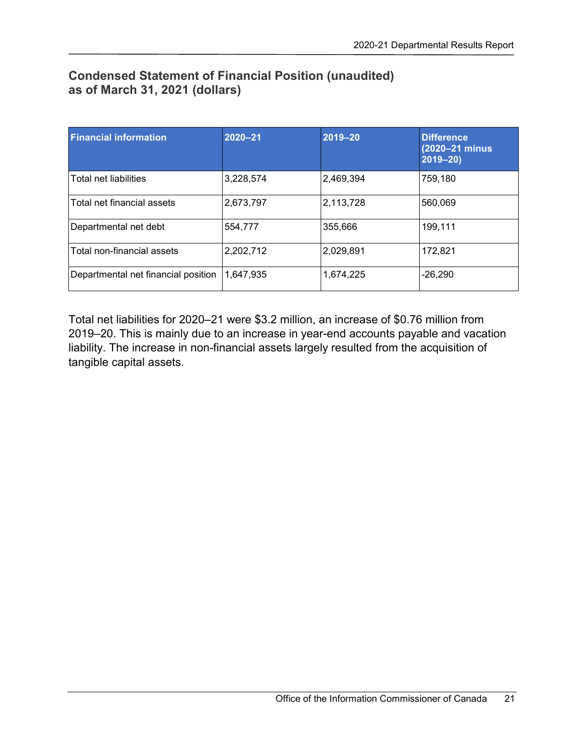### Condensed Statement of Financial Position (unaudited) as of March 31, 2021 (dollars)

| Financial information | 2020–21 | 2019–20 | Difference (2020–21 minus 2019–20) |
|---|---|---|---|
| Total net liabilities | 3,228,574 | 2,469,394 | 759,180 |
| Total net financial assets | 2,673,797 | 2,113,728 | 560,069 |
| Departmental net debt | 554,777 | 355,666 | 199,111 |
| Total non-financial assets | 2,202,712 | 2,029,891 | 172,821 |
| Departmental net financial position | 1,647,935 | 1,674,225 | -26,290 |

Total net liabilities for 2020–21 were $3.2 million, an increase of $0.76 million from 2019–20. This is mainly due to an increase in year-end accounts payable and vacation liability. The increase in non-financial assets largely resulted from the acquisition of tangible capital assets.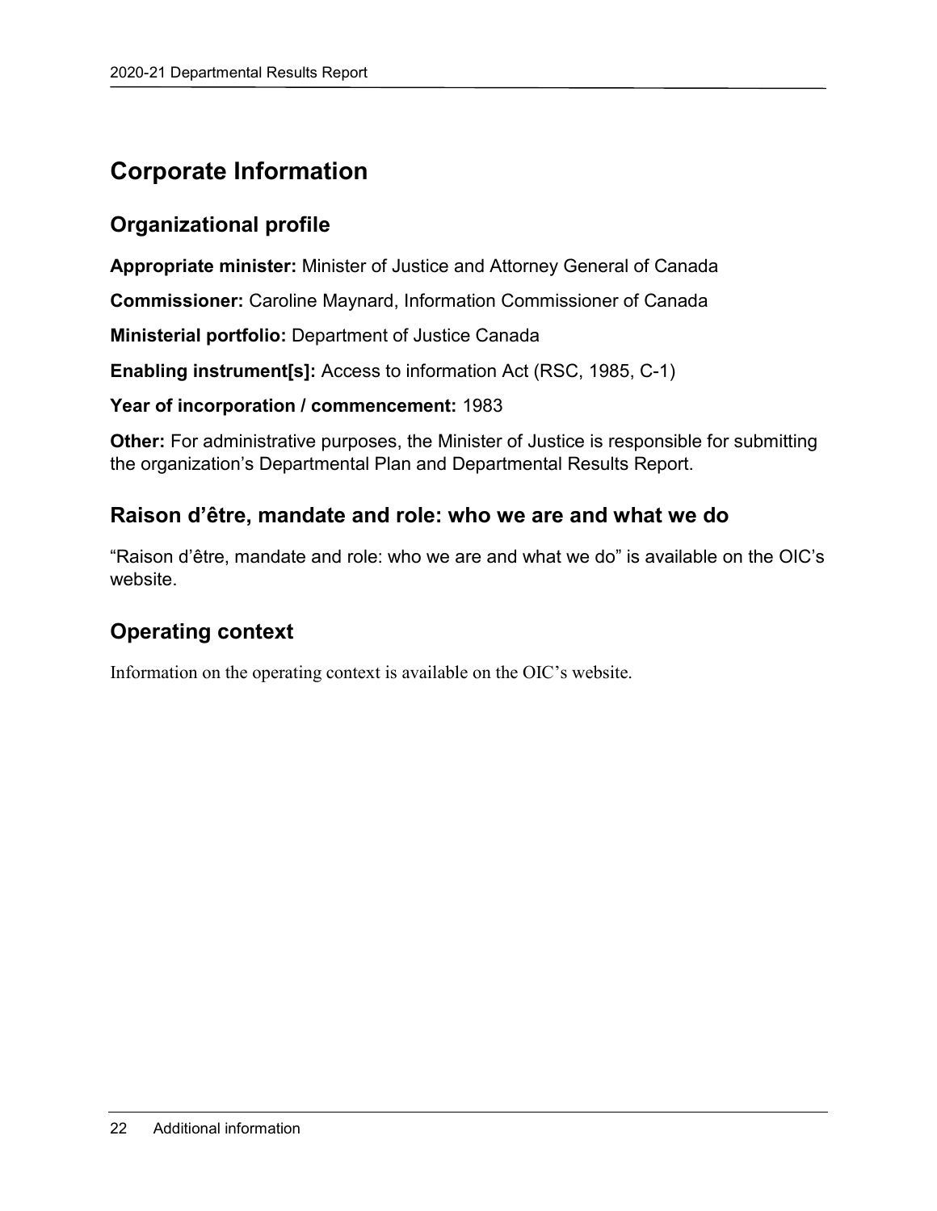# Corporate Information

## Organizational profile

**Appropriate minister:** Minister of Justice and Attorney General of Canada

**Commissioner:** Caroline Maynard, Information Commissioner of Canada

**Ministerial portfolio:** Department of Justice Canada

**Enabling instrument[s]:** Access to information Act (RSC, 1985, C-1)

**Year of incorporation / commencement:** 1983

**Other:** For administrative purposes, the Minister of Justice is responsible for submitting the organization's Departmental Plan and Departmental Results Report.

## Raison d'être, mandate and role: who we are and what we do

"Raison d'être, mandate and role: who we are and what we do" is available on the OIC's website.

## Operating context

Information on the operating context is available on the OIC's website.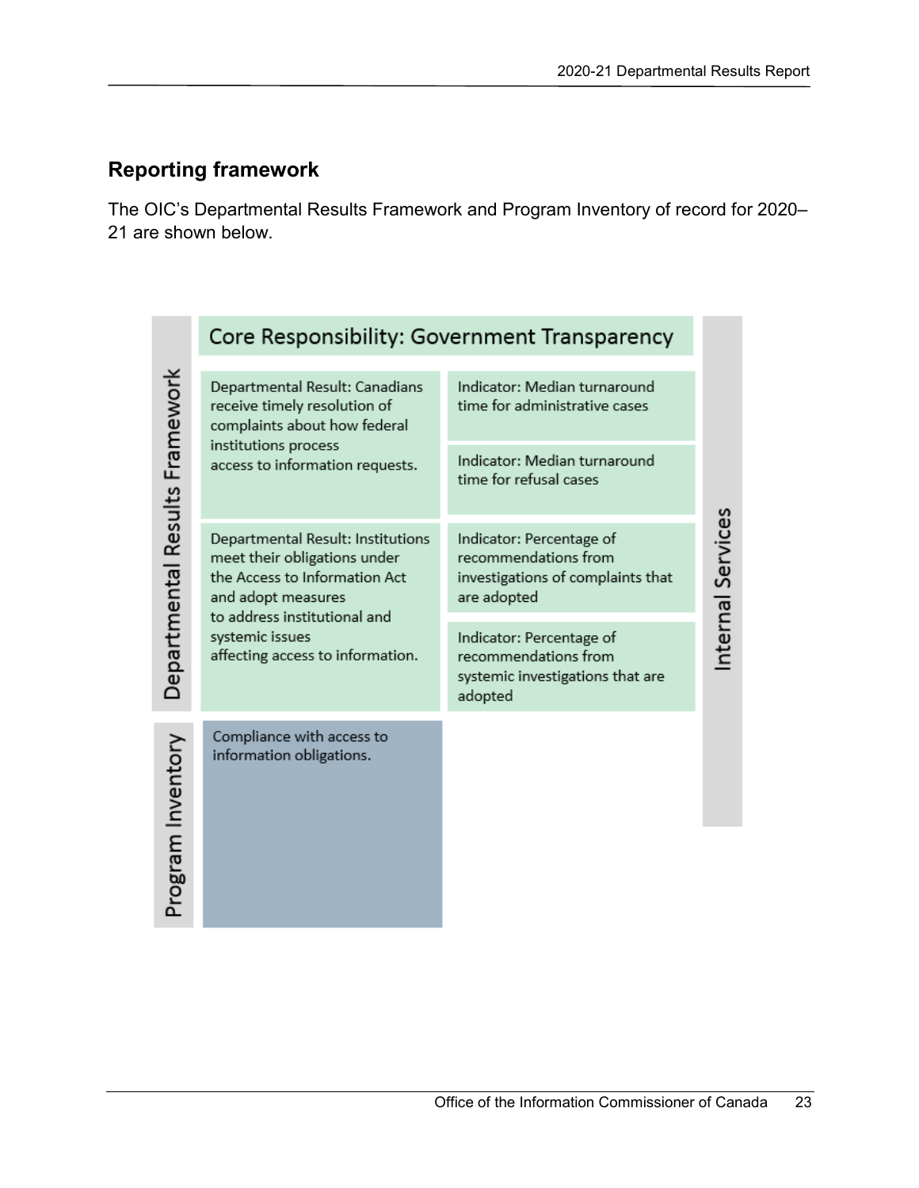## Reporting framework

The OIC's Departmental Results Framework and Program Inventory of record for 2020–21 are shown below.

**Departmental Results Framework**

**Core Responsibility: Government Transparency**

| Departmental Result | Indicator |
| --- | --- |
| Departmental Result: Canadians receive timely resolution of complaints about how federal institutions process access to information requests. | Indicator: Median turnaround time for administrative cases |
| | Indicator: Median turnaround time for refusal cases |
| Departmental Result: Institutions meet their obligations under the Access to Information Act and adopt measures to address institutional and systemic issues affecting access to information. | Indicator: Percentage of recommendations from investigations of complaints that are adopted |
| | Indicator: Percentage of recommendations from systemic investigations that are adopted |

**Program Inventory**

Compliance with access to information obligations.

**Internal Services**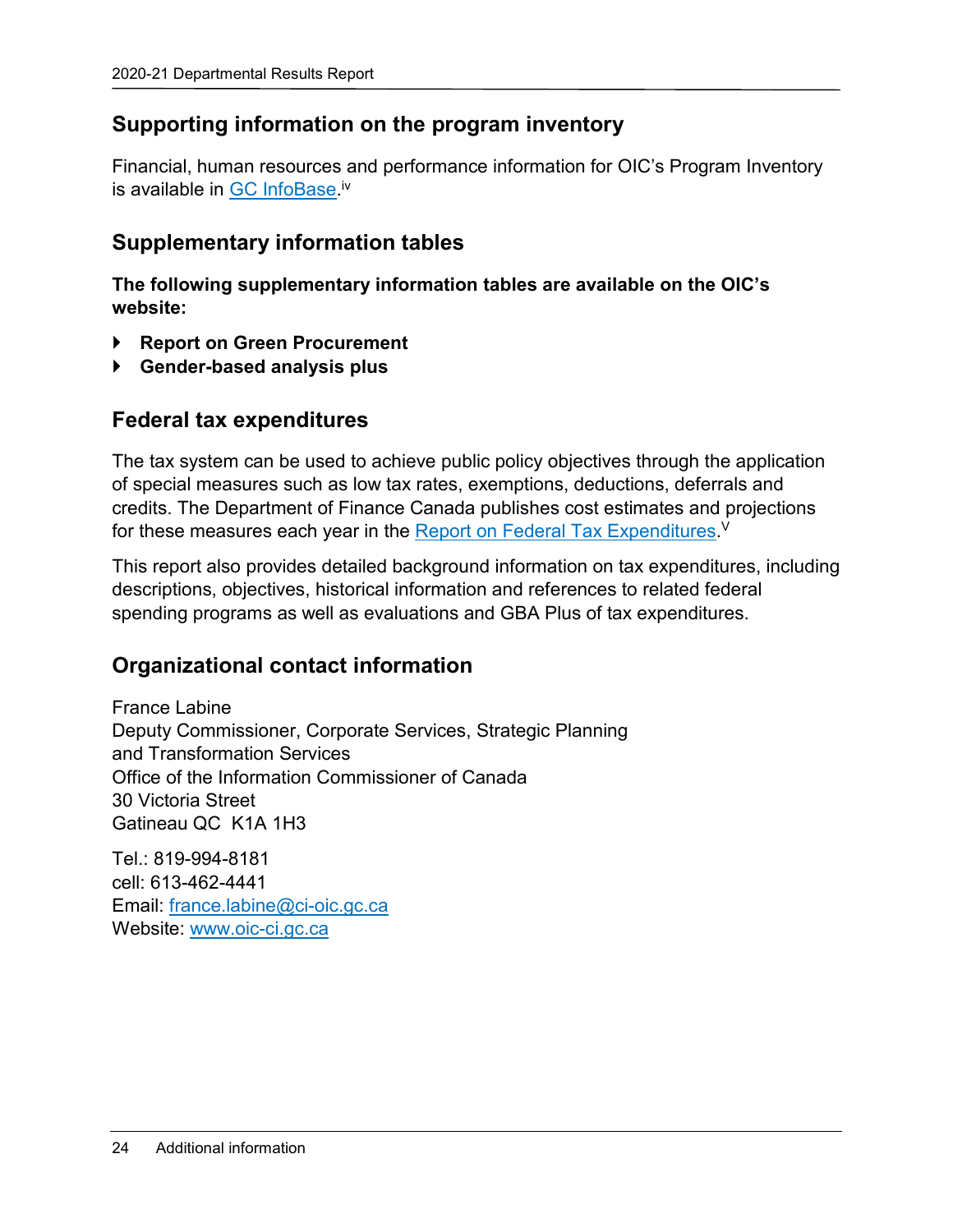## Supporting information on the program inventory

Financial, human resources and performance information for OIC's Program Inventory is available in GC InfoBase.[iv]

## Supplementary information tables

**The following supplementary information tables are available on the OIC's website:**

- **Report on Green Procurement**
- **Gender-based analysis plus**

## Federal tax expenditures

The tax system can be used to achieve public policy objectives through the application of special measures such as low tax rates, exemptions, deductions, deferrals and credits. The Department of Finance Canada publishes cost estimates and projections for these measures each year in the Report on Federal Tax Expenditures.[V]

This report also provides detailed background information on tax expenditures, including descriptions, objectives, historical information and references to related federal spending programs as well as evaluations and GBA Plus of tax expenditures.

## Organizational contact information

France Labine
Deputy Commissioner, Corporate Services, Strategic Planning and Transformation Services
Office of the Information Commissioner of Canada
30 Victoria Street
Gatineau QC  K1A 1H3

Tel.: 819-994-8181
cell: 613-462-4441
Email: france.labine@ci-oic.gc.ca
Website: www.oic-ci.gc.ca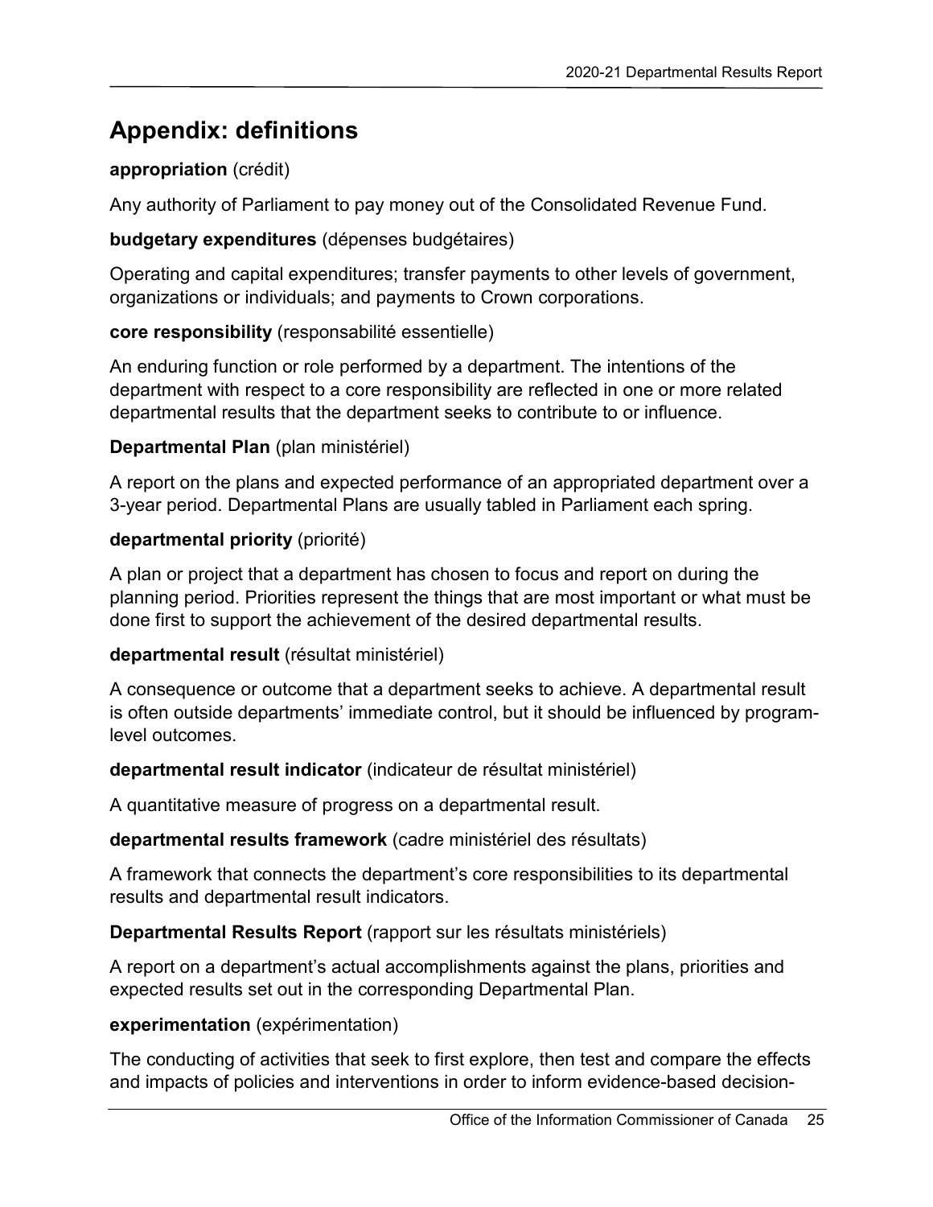## Appendix: definitions

**appropriation** (crédit)

Any authority of Parliament to pay money out of the Consolidated Revenue Fund.

**budgetary expenditures** (dépenses budgétaires)

Operating and capital expenditures; transfer payments to other levels of government, organizations or individuals; and payments to Crown corporations.

**core responsibility** (responsabilité essentielle)

An enduring function or role performed by a department. The intentions of the department with respect to a core responsibility are reflected in one or more related departmental results that the department seeks to contribute to or influence.

**Departmental Plan** (plan ministériel)

A report on the plans and expected performance of an appropriated department over a 3-year period. Departmental Plans are usually tabled in Parliament each spring.

**departmental priority** (priorité)

A plan or project that a department has chosen to focus and report on during the planning period. Priorities represent the things that are most important or what must be done first to support the achievement of the desired departmental results.

**departmental result** (résultat ministériel)

A consequence or outcome that a department seeks to achieve. A departmental result is often outside departments' immediate control, but it should be influenced by program-level outcomes.

**departmental result indicator** (indicateur de résultat ministériel)

A quantitative measure of progress on a departmental result.

**departmental results framework** (cadre ministériel des résultats)

A framework that connects the department's core responsibilities to its departmental results and departmental result indicators.

**Departmental Results Report** (rapport sur les résultats ministériels)

A report on a department's actual accomplishments against the plans, priorities and expected results set out in the corresponding Departmental Plan.

**experimentation** (expérimentation)

The conducting of activities that seek to first explore, then test and compare the effects and impacts of policies and interventions in order to inform evidence-based decision-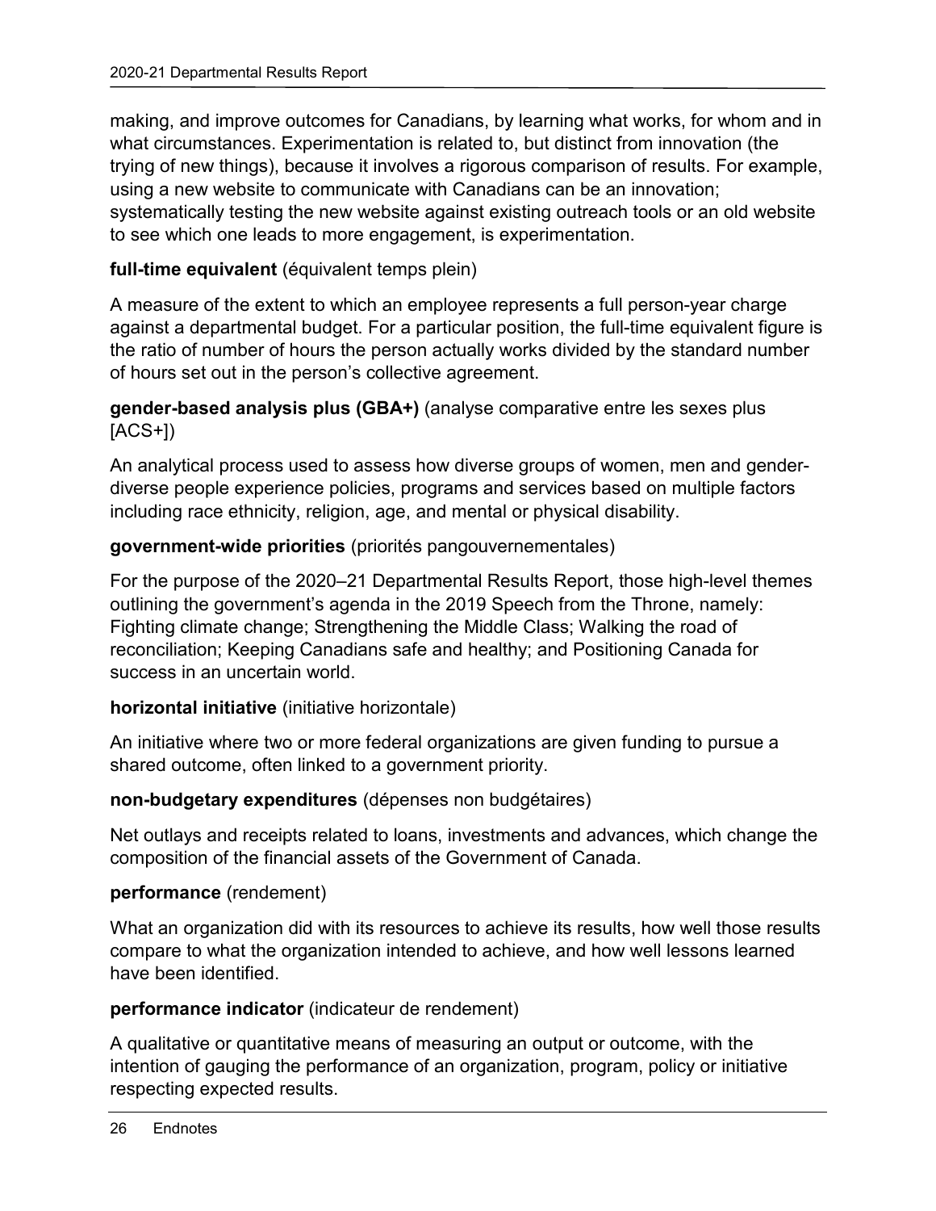making, and improve outcomes for Canadians, by learning what works, for whom and in what circumstances. Experimentation is related to, but distinct from innovation (the trying of new things), because it involves a rigorous comparison of results. For example, using a new website to communicate with Canadians can be an innovation; systematically testing the new website against existing outreach tools or an old website to see which one leads to more engagement, is experimentation.

**full-time equivalent** (équivalent temps plein)

A measure of the extent to which an employee represents a full person-year charge against a departmental budget. For a particular position, the full-time equivalent figure is the ratio of number of hours the person actually works divided by the standard number of hours set out in the person's collective agreement.

**gender-based analysis plus (GBA+)** (analyse comparative entre les sexes plus [ACS+])

An analytical process used to assess how diverse groups of women, men and gender-diverse people experience policies, programs and services based on multiple factors including race ethnicity, religion, age, and mental or physical disability.

**government-wide priorities** (priorités pangouvernementales)

For the purpose of the 2020–21 Departmental Results Report, those high-level themes outlining the government's agenda in the 2019 Speech from the Throne, namely: Fighting climate change; Strengthening the Middle Class; Walking the road of reconciliation; Keeping Canadians safe and healthy; and Positioning Canada for success in an uncertain world.

**horizontal initiative** (initiative horizontale)

An initiative where two or more federal organizations are given funding to pursue a shared outcome, often linked to a government priority.

**non-budgetary expenditures** (dépenses non budgétaires)

Net outlays and receipts related to loans, investments and advances, which change the composition of the financial assets of the Government of Canada.

**performance** (rendement)

What an organization did with its resources to achieve its results, how well those results compare to what the organization intended to achieve, and how well lessons learned have been identified.

**performance indicator** (indicateur de rendement)

A qualitative or quantitative means of measuring an output or outcome, with the intention of gauging the performance of an organization, program, policy or initiative respecting expected results.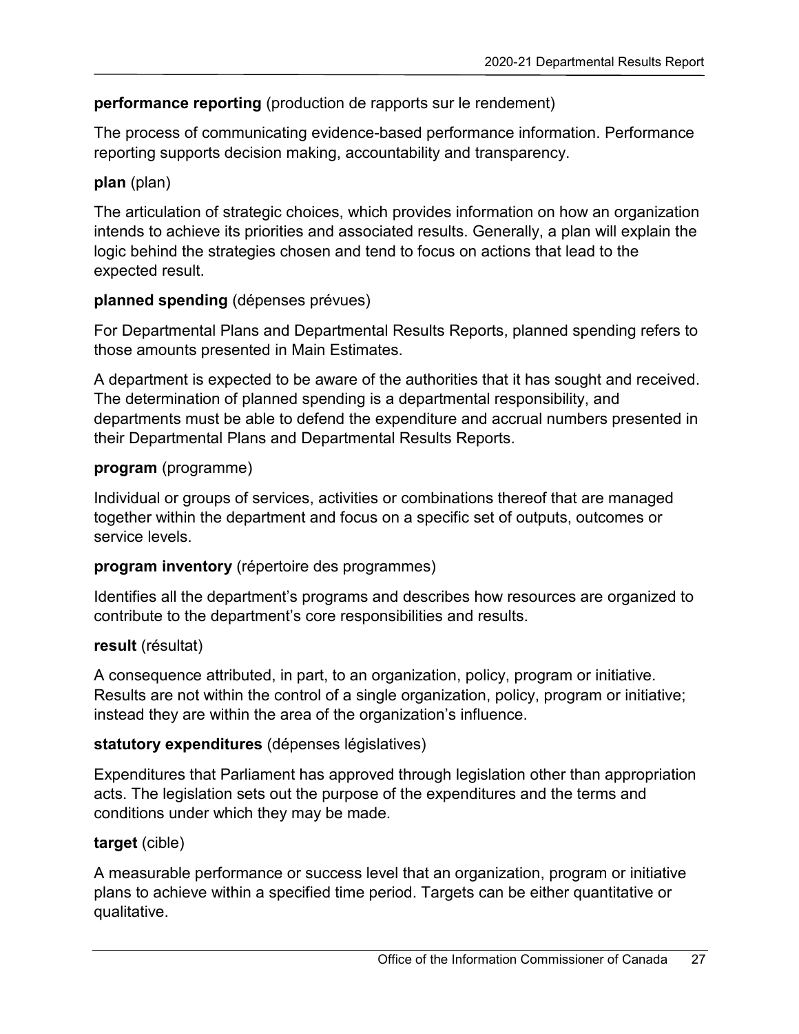**performance reporting** (production de rapports sur le rendement)

The process of communicating evidence-based performance information. Performance reporting supports decision making, accountability and transparency.

**plan** (plan)

The articulation of strategic choices, which provides information on how an organization intends to achieve its priorities and associated results. Generally, a plan will explain the logic behind the strategies chosen and tend to focus on actions that lead to the expected result.

**planned spending** (dépenses prévues)

For Departmental Plans and Departmental Results Reports, planned spending refers to those amounts presented in Main Estimates.

A department is expected to be aware of the authorities that it has sought and received. The determination of planned spending is a departmental responsibility, and departments must be able to defend the expenditure and accrual numbers presented in their Departmental Plans and Departmental Results Reports.

**program** (programme)

Individual or groups of services, activities or combinations thereof that are managed together within the department and focus on a specific set of outputs, outcomes or service levels.

**program inventory** (répertoire des programmes)

Identifies all the department's programs and describes how resources are organized to contribute to the department's core responsibilities and results.

**result** (résultat)

A consequence attributed, in part, to an organization, policy, program or initiative. Results are not within the control of a single organization, policy, program or initiative; instead they are within the area of the organization's influence.

**statutory expenditures** (dépenses législatives)

Expenditures that Parliament has approved through legislation other than appropriation acts. The legislation sets out the purpose of the expenditures and the terms and conditions under which they may be made.

**target** (cible)

A measurable performance or success level that an organization, program or initiative plans to achieve within a specified time period. Targets can be either quantitative or qualitative.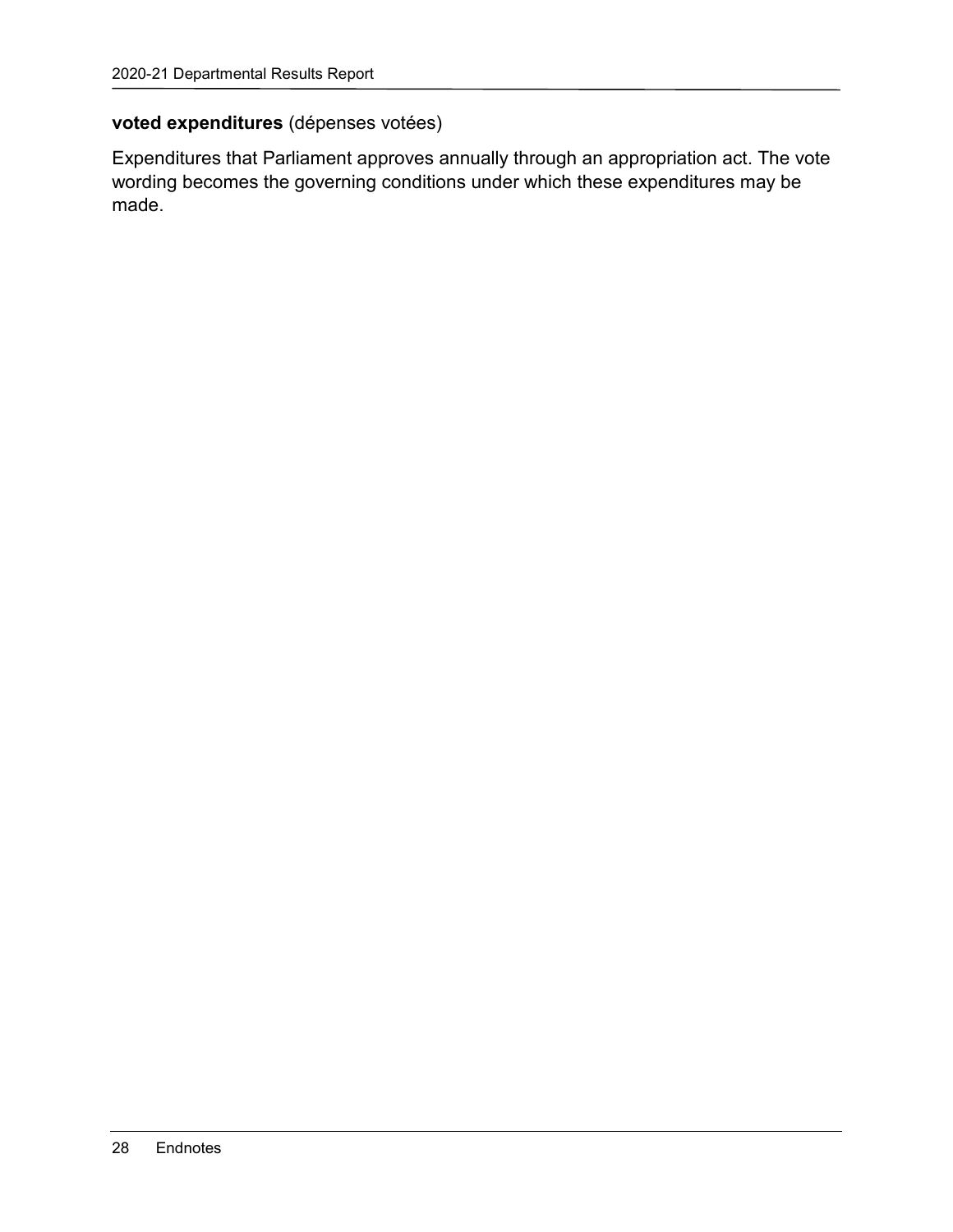**voted expenditures** (dépenses votées)

Expenditures that Parliament approves annually through an appropriation act. The vote wording becomes the governing conditions under which these expenditures may be made.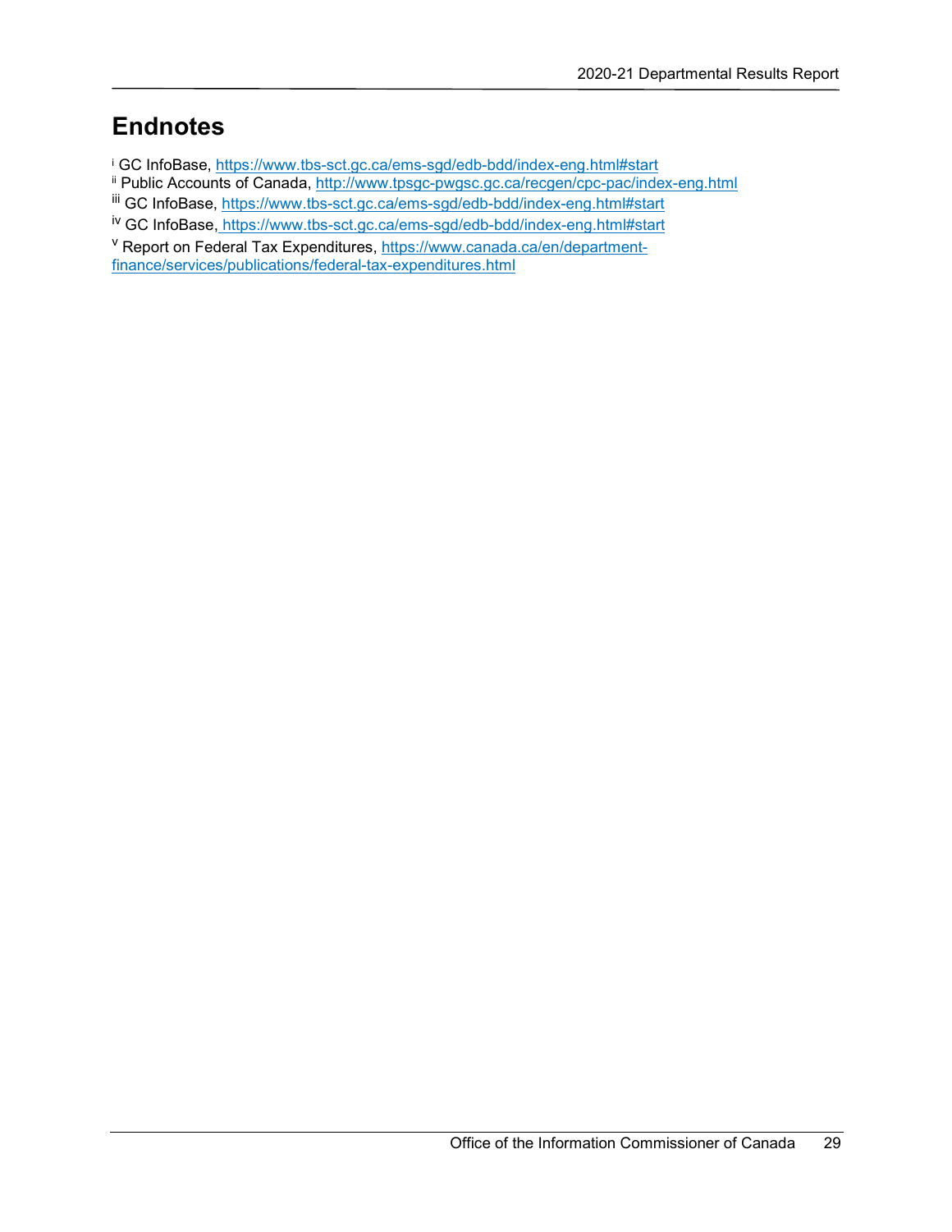# Endnotes

[i] GC InfoBase, https://www.tbs-sct.gc.ca/ems-sgd/edb-bdd/index-eng.html#start

[ii] Public Accounts of Canada, http://www.tpsgc-pwgsc.gc.ca/recgen/cpc-pac/index-eng.html

[iii] GC InfoBase, https://www.tbs-sct.gc.ca/ems-sgd/edb-bdd/index-eng.html#start

[iv] GC InfoBase, https://www.tbs-sct.gc.ca/ems-sgd/edb-bdd/index-eng.html#start

[v] Report on Federal Tax Expenditures, https://www.canada.ca/en/department-finance/services/publications/federal-tax-expenditures.html